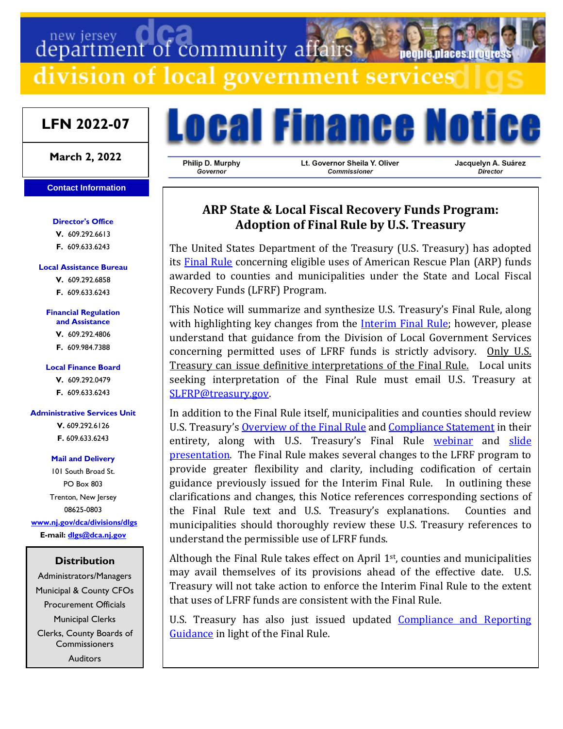new jersey department of community affairs

division of local government services

# Local Finance Notice

**LFN 2022-07**

**March 2, 2022**

| Philip D. Murphy | Lt. Governor Sheila Y. Oliver | Jacquelyn A. Suárez |
|---|---|---|
| *Governor* | *Commissioner* | *Director* |

**Contact Information**

**Director's Office**
**V.** 609.292.6613
**F.** 609.633.6243

**Local Assistance Bureau**
**V.** 609.292.6858
**F.** 609.633.6243

**Financial Regulation and Assistance**
**V.** 609.292.4806
**F.** 609.984.7388

**Local Finance Board**
**V.** 609.292.0479
**F.** 609.633.6243

**Administrative Services Unit**
**V.** 609.292.6126
**F.** 609.633.6243

**Mail and Delivery**
101 South Broad St.
PO Box 803
Trenton, New Jersey
08625-0803
www.nj.gov/dca/divisions/dlgs
**E-mail:** dlgs@dca.nj.gov

**Distribution**
Administrators/Managers
Municipal & County CFOs
Procurement Officials
Municipal Clerks
Clerks, County Boards of Commissioners
Auditors

## ARP State & Local Fiscal Recovery Funds Program: Adoption of Final Rule by U.S. Treasury

The United States Department of the Treasury (U.S. Treasury) has adopted its Final Rule concerning eligible uses of American Rescue Plan (ARP) funds awarded to counties and municipalities under the State and Local Fiscal Recovery Funds (LFRF) Program.

This Notice will summarize and synthesize U.S. Treasury's Final Rule, along with highlighting key changes from the Interim Final Rule; however, please understand that guidance from the Division of Local Government Services concerning permitted uses of LFRF funds is strictly advisory. Only U.S. Treasury can issue definitive interpretations of the Final Rule. Local units seeking interpretation of the Final Rule must email U.S. Treasury at SLFRP@treasury.gov.

In addition to the Final Rule itself, municipalities and counties should review U.S. Treasury's Overview of the Final Rule and Compliance Statement in their entirety, along with U.S. Treasury's Final Rule webinar and slide presentation. The Final Rule makes several changes to the LFRF program to provide greater flexibility and clarity, including codification of certain guidance previously issued for the Interim Final Rule. In outlining these clarifications and changes, this Notice references corresponding sections of the Final Rule text and U.S. Treasury's explanations. Counties and municipalities should thoroughly review these U.S. Treasury references to understand the permissible use of LFRF funds.

Although the Final Rule takes effect on April 1st, counties and municipalities may avail themselves of its provisions ahead of the effective date. U.S. Treasury will not take action to enforce the Interim Final Rule to the extent that uses of LFRF funds are consistent with the Final Rule.

U.S. Treasury has also just issued updated Compliance and Reporting Guidance in light of the Final Rule.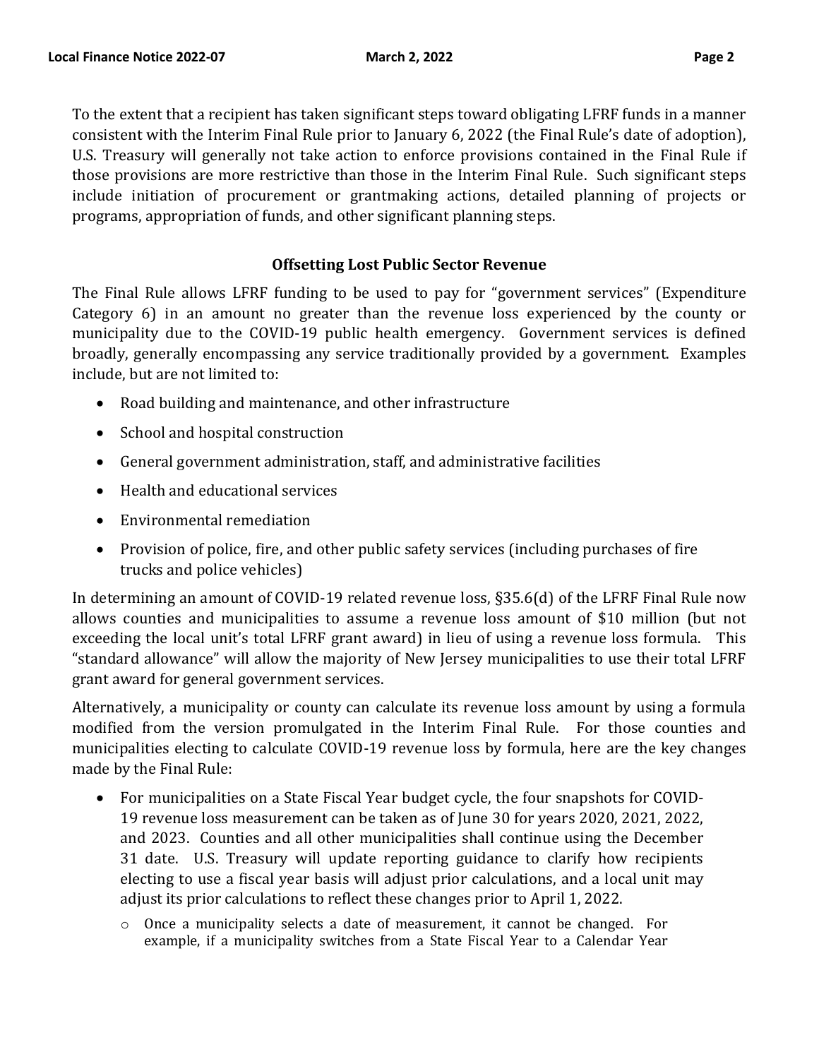To the extent that a recipient has taken significant steps toward obligating LFRF funds in a manner consistent with the Interim Final Rule prior to January 6, 2022 (the Final Rule's date of adoption), U.S. Treasury will generally not take action to enforce provisions contained in the Final Rule if those provisions are more restrictive than those in the Interim Final Rule. Such significant steps include initiation of procurement or grantmaking actions, detailed planning of projects or programs, appropriation of funds, and other significant planning steps.

### Offsetting Lost Public Sector Revenue

The Final Rule allows LFRF funding to be used to pay for "government services" (Expenditure Category 6) in an amount no greater than the revenue loss experienced by the county or municipality due to the COVID-19 public health emergency. Government services is defined broadly, generally encompassing any service traditionally provided by a government. Examples include, but are not limited to:

- Road building and maintenance, and other infrastructure
- School and hospital construction
- General government administration, staff, and administrative facilities
- Health and educational services
- Environmental remediation
- Provision of police, fire, and other public safety services (including purchases of fire trucks and police vehicles)

In determining an amount of COVID-19 related revenue loss, §35.6(d) of the LFRF Final Rule now allows counties and municipalities to assume a revenue loss amount of $10 million (but not exceeding the local unit's total LFRF grant award) in lieu of using a revenue loss formula. This "standard allowance" will allow the majority of New Jersey municipalities to use their total LFRF grant award for general government services.

Alternatively, a municipality or county can calculate its revenue loss amount by using a formula modified from the version promulgated in the Interim Final Rule. For those counties and municipalities electing to calculate COVID-19 revenue loss by formula, here are the key changes made by the Final Rule:

- For municipalities on a State Fiscal Year budget cycle, the four snapshots for COVID-19 revenue loss measurement can be taken as of June 30 for years 2020, 2021, 2022, and 2023. Counties and all other municipalities shall continue using the December 31 date. U.S. Treasury will update reporting guidance to clarify how recipients electing to use a fiscal year basis will adjust prior calculations, and a local unit may adjust its prior calculations to reflect these changes prior to April 1, 2022.
  - Once a municipality selects a date of measurement, it cannot be changed. For example, if a municipality switches from a State Fiscal Year to a Calendar Year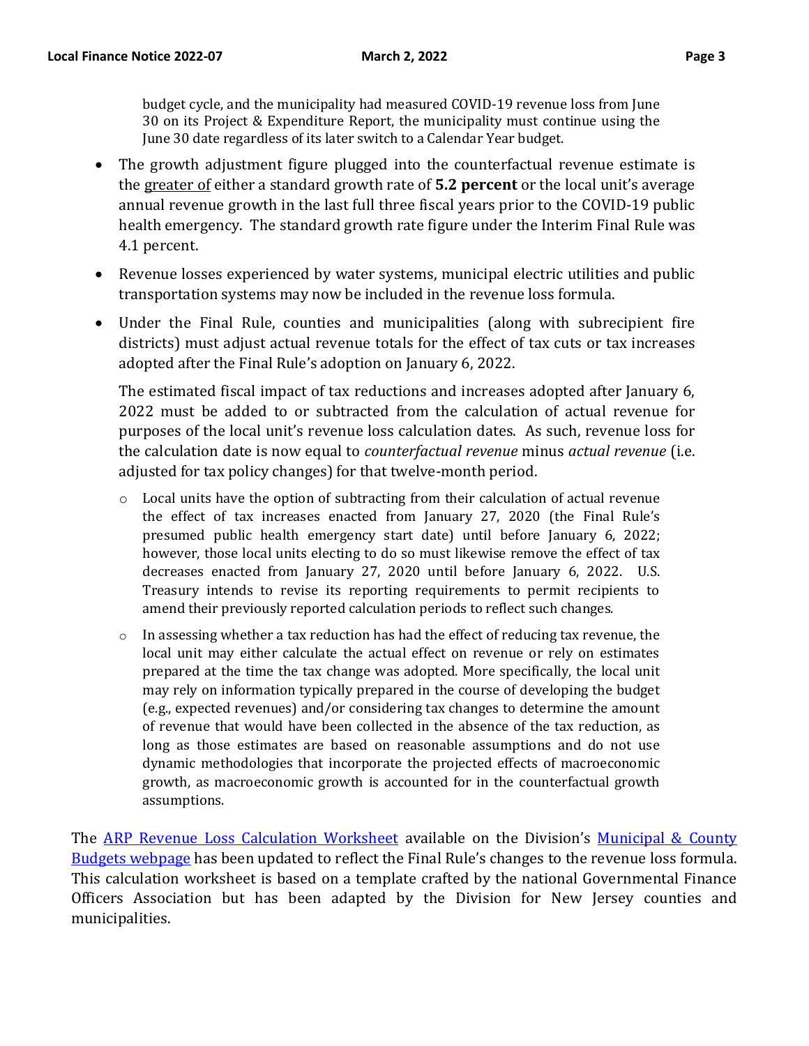budget cycle, and the municipality had measured COVID-19 revenue loss from June 30 on its Project & Expenditure Report, the municipality must continue using the June 30 date regardless of its later switch to a Calendar Year budget.

- The growth adjustment figure plugged into the counterfactual revenue estimate is the <u>greater of</u> either a standard growth rate of **5.2 percent** or the local unit's average annual revenue growth in the last full three fiscal years prior to the COVID-19 public health emergency. The standard growth rate figure under the Interim Final Rule was 4.1 percent.

- Revenue losses experienced by water systems, municipal electric utilities and public transportation systems may now be included in the revenue loss formula.

- Under the Final Rule, counties and municipalities (along with subrecipient fire districts) must adjust actual revenue totals for the effect of tax cuts or tax increases adopted after the Final Rule's adoption on January 6, 2022.

  The estimated fiscal impact of tax reductions and increases adopted after January 6, 2022 must be added to or subtracted from the calculation of actual revenue for purposes of the local unit's revenue loss calculation dates. As such, revenue loss for the calculation date is now equal to *counterfactual revenue* minus *actual revenue* (i.e. adjusted for tax policy changes) for that twelve-month period.

  - Local units have the option of subtracting from their calculation of actual revenue the effect of tax increases enacted from January 27, 2020 (the Final Rule's presumed public health emergency start date) until before January 6, 2022; however, those local units electing to do so must likewise remove the effect of tax decreases enacted from January 27, 2020 until before January 6, 2022. U.S. Treasury intends to revise its reporting requirements to permit recipients to amend their previously reported calculation periods to reflect such changes.

  - In assessing whether a tax reduction has had the effect of reducing tax revenue, the local unit may either calculate the actual effect on revenue or rely on estimates prepared at the time the tax change was adopted. More specifically, the local unit may rely on information typically prepared in the course of developing the budget (e.g., expected revenues) and/or considering tax changes to determine the amount of revenue that would have been collected in the absence of the tax reduction, as long as those estimates are based on reasonable assumptions and do not use dynamic methodologies that incorporate the projected effects of macroeconomic growth, as macroeconomic growth is accounted for in the counterfactual growth assumptions.

The ARP Revenue Loss Calculation Worksheet available on the Division's Municipal & County Budgets webpage has been updated to reflect the Final Rule's changes to the revenue loss formula. This calculation worksheet is based on a template crafted by the national Governmental Finance Officers Association but has been adapted by the Division for New Jersey counties and municipalities.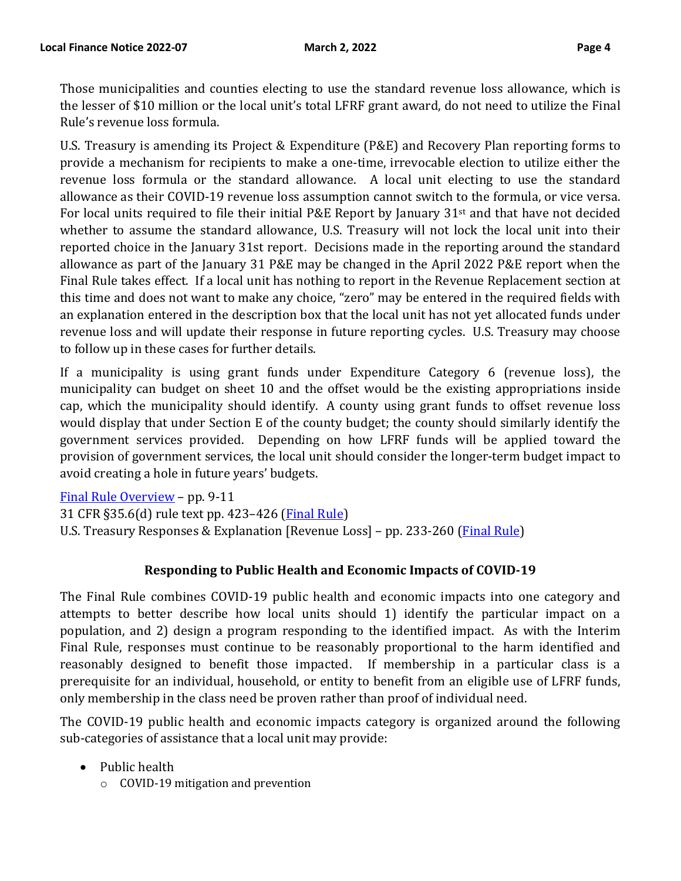Those municipalities and counties electing to use the standard revenue loss allowance, which is the lesser of $10 million or the local unit's total LFRF grant award, do not need to utilize the Final Rule's revenue loss formula.

U.S. Treasury is amending its Project & Expenditure (P&E) and Recovery Plan reporting forms to provide a mechanism for recipients to make a one-time, irrevocable election to utilize either the revenue loss formula or the standard allowance. A local unit electing to use the standard allowance as their COVID-19 revenue loss assumption cannot switch to the formula, or vice versa. For local units required to file their initial P&E Report by January 31st and that have not decided whether to assume the standard allowance, U.S. Treasury will not lock the local unit into their reported choice in the January 31st report. Decisions made in the reporting around the standard allowance as part of the January 31 P&E may be changed in the April 2022 P&E report when the Final Rule takes effect. If a local unit has nothing to report in the Revenue Replacement section at this time and does not want to make any choice, "zero" may be entered in the required fields with an explanation entered in the description box that the local unit has not yet allocated funds under revenue loss and will update their response in future reporting cycles. U.S. Treasury may choose to follow up in these cases for further details.

If a municipality is using grant funds under Expenditure Category 6 (revenue loss), the municipality can budget on sheet 10 and the offset would be the existing appropriations inside cap, which the municipality should identify. A county using grant funds to offset revenue loss would display that under Section E of the county budget; the county should similarly identify the government services provided. Depending on how LFRF funds will be applied toward the provision of government services, the local unit should consider the longer-term budget impact to avoid creating a hole in future years' budgets.

Final Rule Overview – pp. 9-11
31 CFR §35.6(d) rule text pp. 423–426 (Final Rule)
U.S. Treasury Responses & Explanation [Revenue Loss] – pp. 233-260 (Final Rule)

## Responding to Public Health and Economic Impacts of COVID-19

The Final Rule combines COVID-19 public health and economic impacts into one category and attempts to better describe how local units should 1) identify the particular impact on a population, and 2) design a program responding to the identified impact. As with the Interim Final Rule, responses must continue to be reasonably proportional to the harm identified and reasonably designed to benefit those impacted. If membership in a particular class is a prerequisite for an individual, household, or entity to benefit from an eligible use of LFRF funds, only membership in the class need be proven rather than proof of individual need.

The COVID-19 public health and economic impacts category is organized around the following sub-categories of assistance that a local unit may provide:

- Public health
  - COVID-19 mitigation and prevention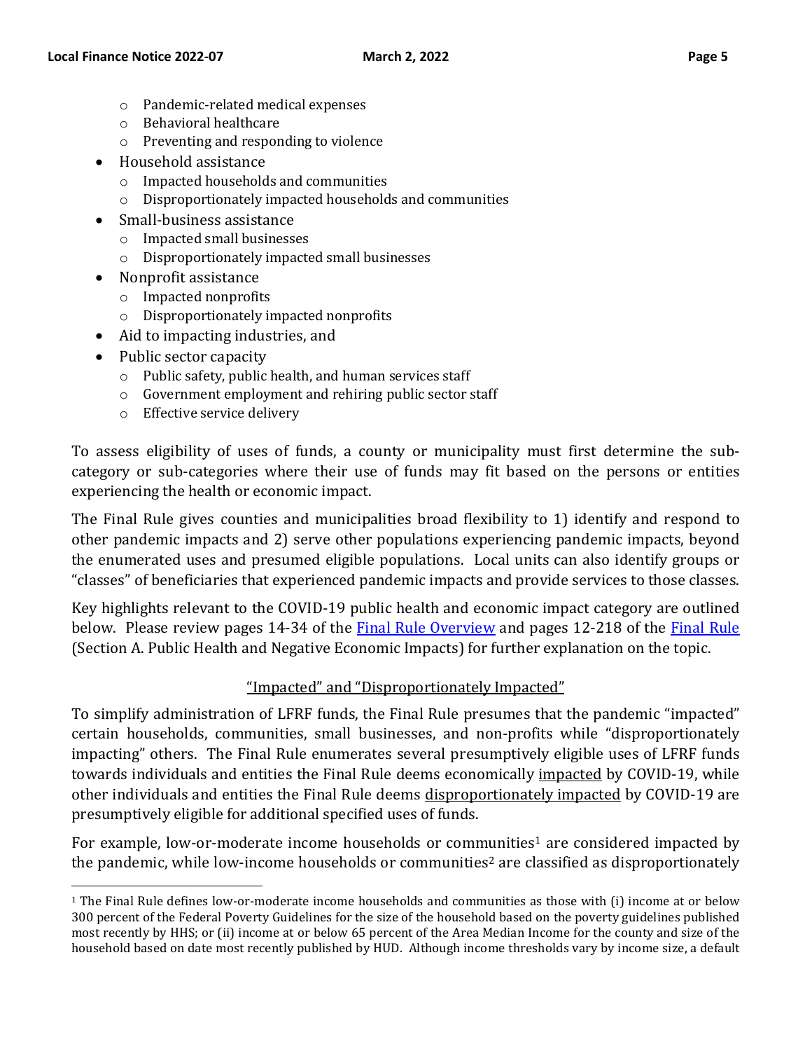- Pandemic-related medical expenses
  - Behavioral healthcare
  - Preventing and responding to violence
- Household assistance
  - Impacted households and communities
  - Disproportionately impacted households and communities
- Small-business assistance
  - Impacted small businesses
  - Disproportionately impacted small businesses
- Nonprofit assistance
  - Impacted nonprofits
  - Disproportionately impacted nonprofits
- Aid to impacting industries, and
- Public sector capacity
  - Public safety, public health, and human services staff
  - Government employment and rehiring public sector staff
  - Effective service delivery

To assess eligibility of uses of funds, a county or municipality must first determine the sub-category or sub-categories where their use of funds may fit based on the persons or entities experiencing the health or economic impact.

The Final Rule gives counties and municipalities broad flexibility to 1) identify and respond to other pandemic impacts and 2) serve other populations experiencing pandemic impacts, beyond the enumerated uses and presumed eligible populations. Local units can also identify groups or "classes" of beneficiaries that experienced pandemic impacts and provide services to those classes.

Key highlights relevant to the COVID-19 public health and economic impact category are outlined below. Please review pages 14-34 of the Final Rule Overview and pages 12-218 of the Final Rule (Section A. Public Health and Negative Economic Impacts) for further explanation on the topic.

## "Impacted" and "Disproportionately Impacted"

To simplify administration of LFRF funds, the Final Rule presumes that the pandemic "impacted" certain households, communities, small businesses, and non-profits while "disproportionately impacting" others. The Final Rule enumerates several presumptively eligible uses of LFRF funds towards individuals and entities the Final Rule deems economically impacted by COVID-19, while other individuals and entities the Final Rule deems disproportionately impacted by COVID-19 are presumptively eligible for additional specified uses of funds.

For example, low-or-moderate income households or communities[1] are considered impacted by the pandemic, while low-income households or communities[2] are classified as disproportionately

[1] The Final Rule defines low-or-moderate income households and communities as those with (i) income at or below 300 percent of the Federal Poverty Guidelines for the size of the household based on the poverty guidelines published most recently by HHS; or (ii) income at or below 65 percent of the Area Median Income for the county and size of the household based on date most recently published by HUD. Although income thresholds vary by income size, a default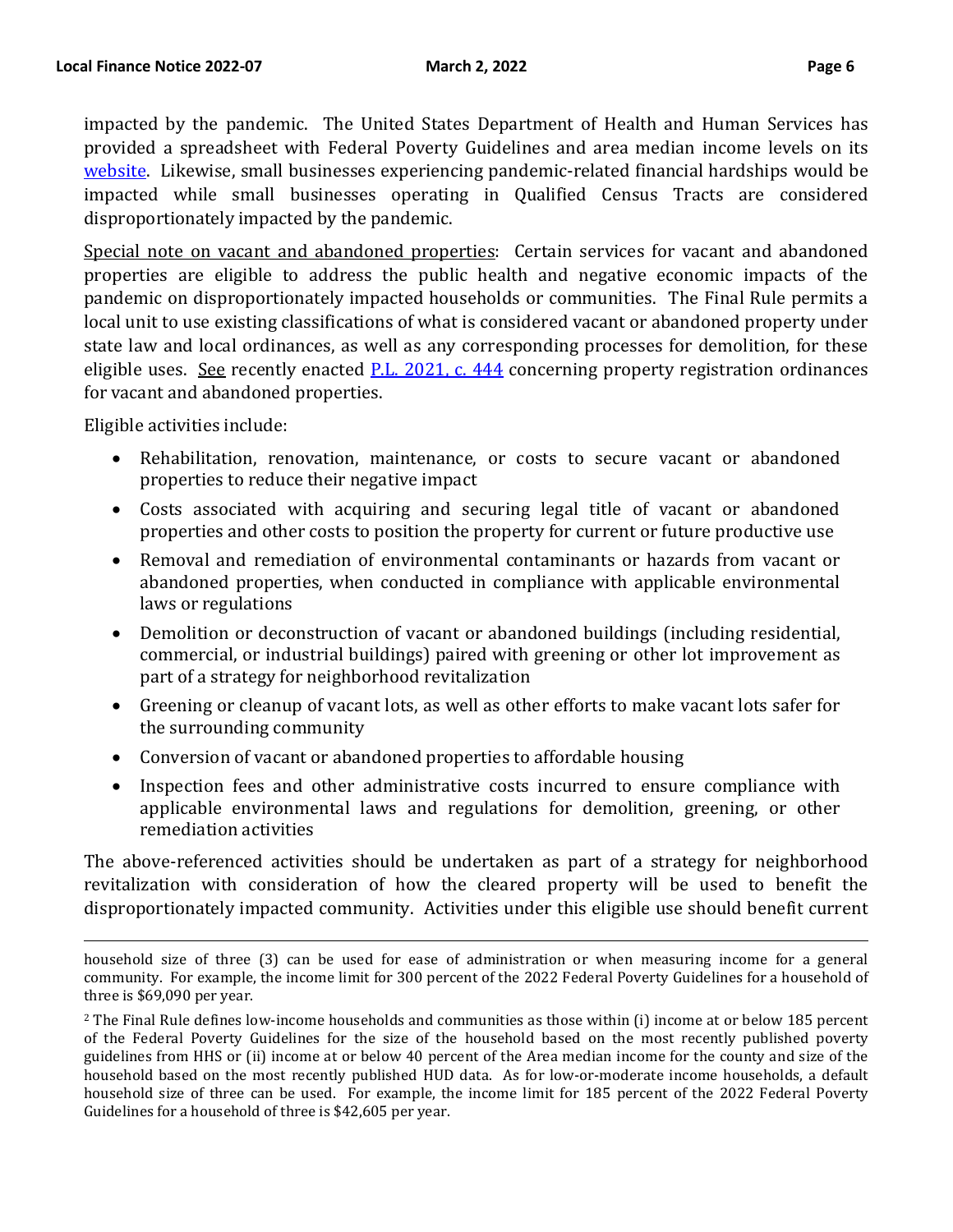impacted by the pandemic. The United States Department of Health and Human Services has provided a spreadsheet with Federal Poverty Guidelines and area median income levels on its [website](). Likewise, small businesses experiencing pandemic-related financial hardships would be impacted while small businesses operating in Qualified Census Tracts are considered disproportionately impacted by the pandemic.

Special note on vacant and abandoned properties: Certain services for vacant and abandoned properties are eligible to address the public health and negative economic impacts of the pandemic on disproportionately impacted households or communities. The Final Rule permits a local unit to use existing classifications of what is considered vacant or abandoned property under state law and local ordinances, as well as any corresponding processes for demolition, for these eligible uses. See recently enacted [P.L. 2021, c. 444]() concerning property registration ordinances for vacant and abandoned properties.

Eligible activities include:

- Rehabilitation, renovation, maintenance, or costs to secure vacant or abandoned properties to reduce their negative impact
- Costs associated with acquiring and securing legal title of vacant or abandoned properties and other costs to position the property for current or future productive use
- Removal and remediation of environmental contaminants or hazards from vacant or abandoned properties, when conducted in compliance with applicable environmental laws or regulations
- Demolition or deconstruction of vacant or abandoned buildings (including residential, commercial, or industrial buildings) paired with greening or other lot improvement as part of a strategy for neighborhood revitalization
- Greening or cleanup of vacant lots, as well as other efforts to make vacant lots safer for the surrounding community
- Conversion of vacant or abandoned properties to affordable housing
- Inspection fees and other administrative costs incurred to ensure compliance with applicable environmental laws and regulations for demolition, greening, or other remediation activities

The above-referenced activities should be undertaken as part of a strategy for neighborhood revitalization with consideration of how the cleared property will be used to benefit the disproportionately impacted community. Activities under this eligible use should benefit current

---

household size of three (3) can be used for ease of administration or when measuring income for a general community. For example, the income limit for 300 percent of the 2022 Federal Poverty Guidelines for a household of three is $69,090 per year.

[2] The Final Rule defines low-income households and communities as those within (i) income at or below 185 percent of the Federal Poverty Guidelines for the size of the household based on the most recently published poverty guidelines from HHS or (ii) income at or below 40 percent of the Area median income for the county and size of the household based on the most recently published HUD data. As for low-or-moderate income households, a default household size of three can be used. For example, the income limit for 185 percent of the 2022 Federal Poverty Guidelines for a household of three is $42,605 per year.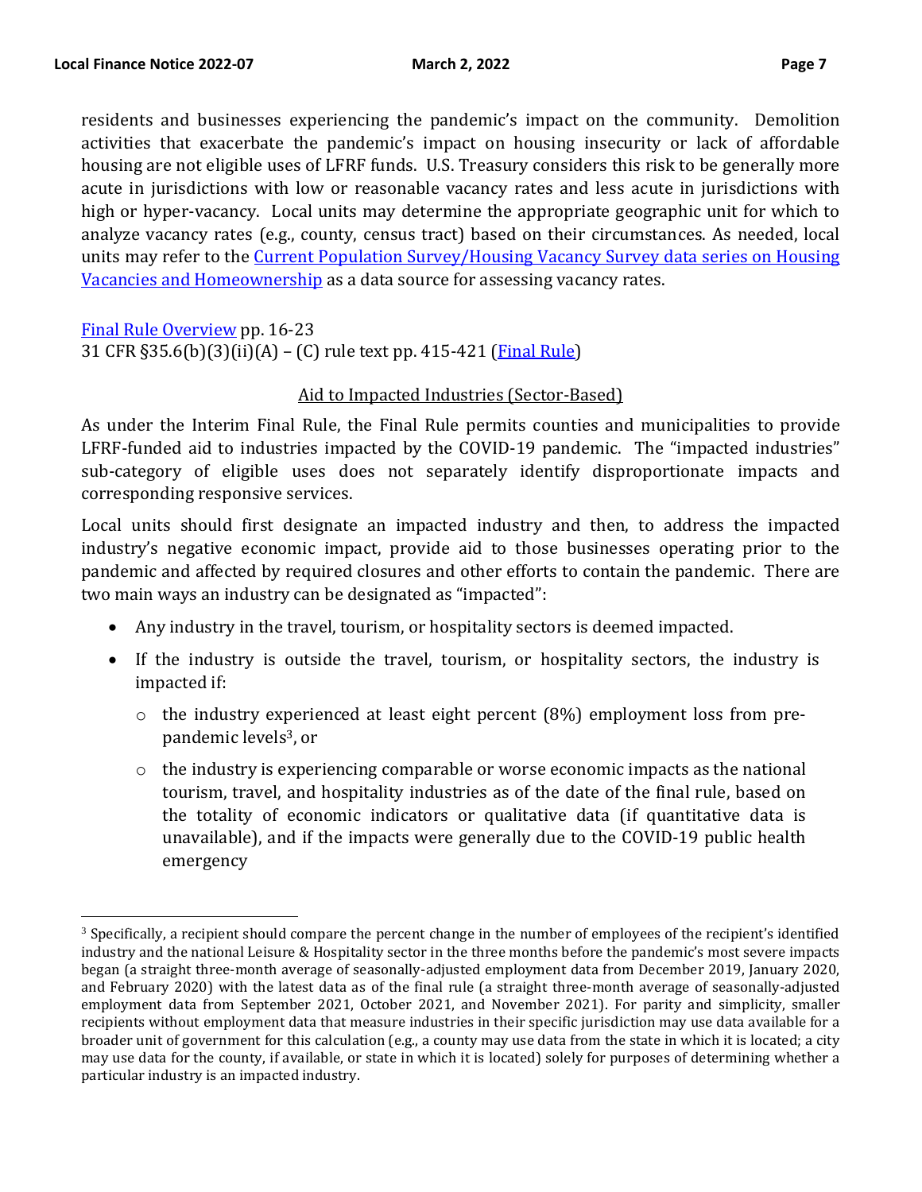residents and businesses experiencing the pandemic's impact on the community. Demolition activities that exacerbate the pandemic's impact on housing insecurity or lack of affordable housing are not eligible uses of LFRF funds. U.S. Treasury considers this risk to be generally more acute in jurisdictions with low or reasonable vacancy rates and less acute in jurisdictions with high or hyper-vacancy. Local units may determine the appropriate geographic unit for which to analyze vacancy rates (e.g., county, census tract) based on their circumstances. As needed, local units may refer to the [Current Population Survey/Housing Vacancy Survey data series on Housing Vacancies and Homeownership]() as a data source for assessing vacancy rates.

[Final Rule Overview]() pp. 16-23
31 CFR §35.6(b)(3)(ii)(A) – (C) rule text pp. 415-421 ([Final Rule]())

## Aid to Impacted Industries (Sector-Based)

As under the Interim Final Rule, the Final Rule permits counties and municipalities to provide LFRF-funded aid to industries impacted by the COVID-19 pandemic. The "impacted industries" sub-category of eligible uses does not separately identify disproportionate impacts and corresponding responsive services.

Local units should first designate an impacted industry and then, to address the impacted industry's negative economic impact, provide aid to those businesses operating prior to the pandemic and affected by required closures and other efforts to contain the pandemic. There are two main ways an industry can be designated as "impacted":

- Any industry in the travel, tourism, or hospitality sectors is deemed impacted.
- If the industry is outside the travel, tourism, or hospitality sectors, the industry is impacted if:
  - the industry experienced at least eight percent (8%) employment loss from pre-pandemic levels[3], or
  - the industry is experiencing comparable or worse economic impacts as the national tourism, travel, and hospitality industries as of the date of the final rule, based on the totality of economic indicators or qualitative data (if quantitative data is unavailable), and if the impacts were generally due to the COVID-19 public health emergency

[3] Specifically, a recipient should compare the percent change in the number of employees of the recipient's identified industry and the national Leisure & Hospitality sector in the three months before the pandemic's most severe impacts began (a straight three-month average of seasonally-adjusted employment data from December 2019, January 2020, and February 2020) with the latest data as of the final rule (a straight three-month average of seasonally-adjusted employment data from September 2021, October 2021, and November 2021). For parity and simplicity, smaller recipients without employment data that measure industries in their specific jurisdiction may use data available for a broader unit of government for this calculation (e.g., a county may use data from the state in which it is located; a city may use data for the county, if available, or state in which it is located) solely for purposes of determining whether a particular industry is an impacted industry.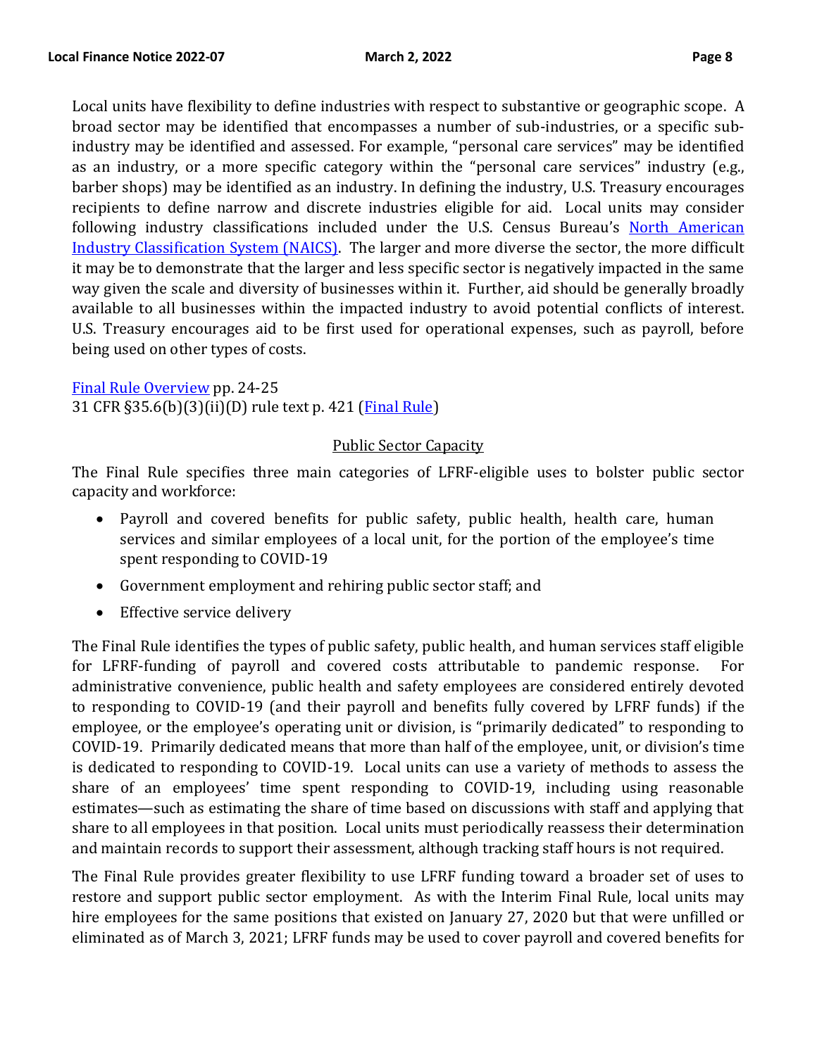Local units have flexibility to define industries with respect to substantive or geographic scope. A broad sector may be identified that encompasses a number of sub-industries, or a specific sub-industry may be identified and assessed. For example, "personal care services" may be identified as an industry, or a more specific category within the "personal care services" industry (e.g., barber shops) may be identified as an industry. In defining the industry, U.S. Treasury encourages recipients to define narrow and discrete industries eligible for aid. Local units may consider following industry classifications included under the U.S. Census Bureau's North American Industry Classification System (NAICS). The larger and more diverse the sector, the more difficult it may be to demonstrate that the larger and less specific sector is negatively impacted in the same way given the scale and diversity of businesses within it. Further, aid should be generally broadly available to all businesses within the impacted industry to avoid potential conflicts of interest. U.S. Treasury encourages aid to be first used for operational expenses, such as payroll, before being used on other types of costs.

Final Rule Overview pp. 24-25
31 CFR §35.6(b)(3)(ii)(D) rule text p. 421 (Final Rule)

<u>Public Sector Capacity</u>

The Final Rule specifies three main categories of LFRF-eligible uses to bolster public sector capacity and workforce:

- Payroll and covered benefits for public safety, public health, health care, human services and similar employees of a local unit, for the portion of the employee's time spent responding to COVID-19
- Government employment and rehiring public sector staff; and
- Effective service delivery

The Final Rule identifies the types of public safety, public health, and human services staff eligible for LFRF-funding of payroll and covered costs attributable to pandemic response. For administrative convenience, public health and safety employees are considered entirely devoted to responding to COVID-19 (and their payroll and benefits fully covered by LFRF funds) if the employee, or the employee's operating unit or division, is "primarily dedicated" to responding to COVID-19. Primarily dedicated means that more than half of the employee, unit, or division's time is dedicated to responding to COVID-19. Local units can use a variety of methods to assess the share of an employees' time spent responding to COVID-19, including using reasonable estimates—such as estimating the share of time based on discussions with staff and applying that share to all employees in that position. Local units must periodically reassess their determination and maintain records to support their assessment, although tracking staff hours is not required.

The Final Rule provides greater flexibility to use LFRF funding toward a broader set of uses to restore and support public sector employment. As with the Interim Final Rule, local units may hire employees for the same positions that existed on January 27, 2020 but that were unfilled or eliminated as of March 3, 2021; LFRF funds may be used to cover payroll and covered benefits for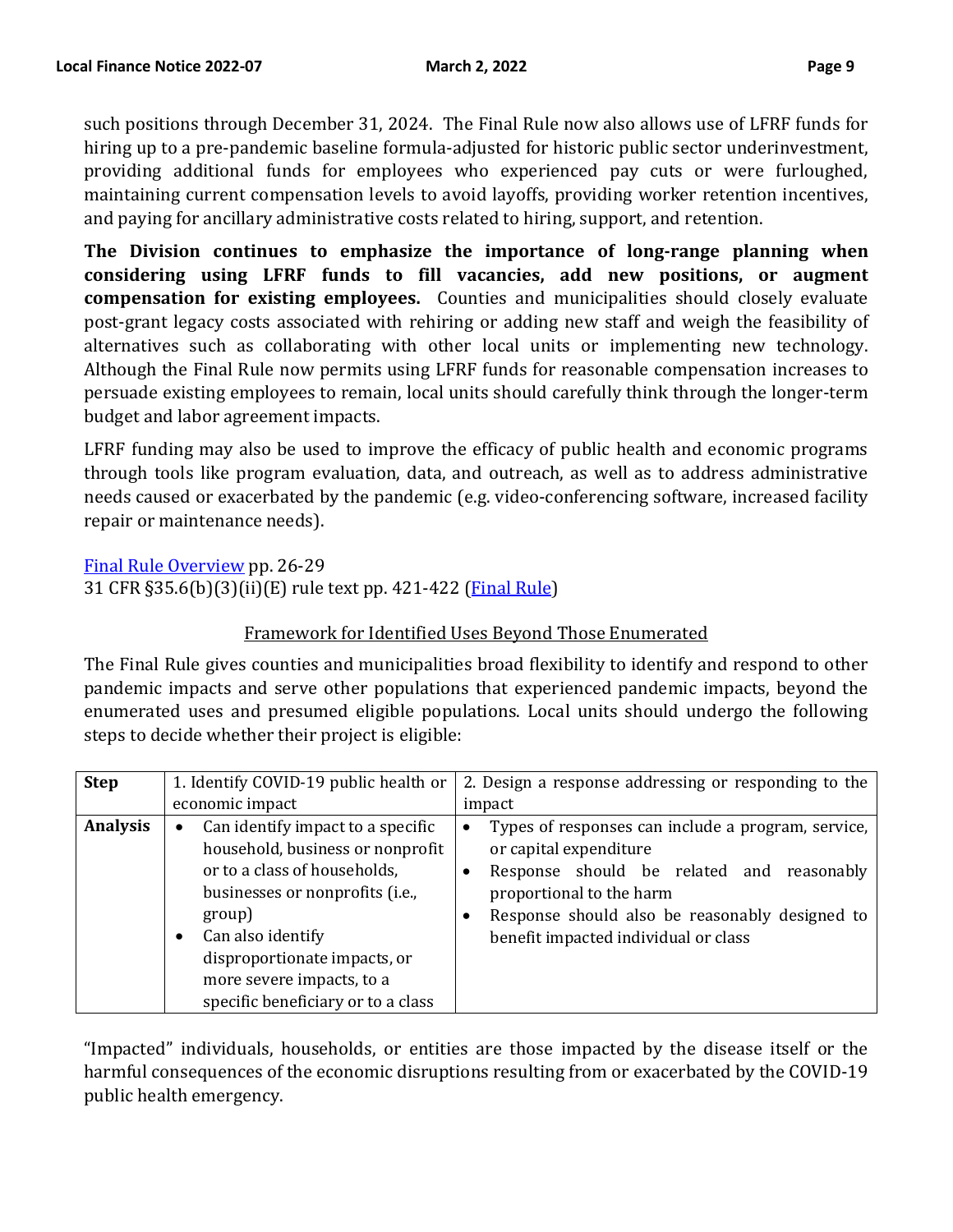such positions through December 31, 2024. The Final Rule now also allows use of LFRF funds for hiring up to a pre-pandemic baseline formula-adjusted for historic public sector underinvestment, providing additional funds for employees who experienced pay cuts or were furloughed, maintaining current compensation levels to avoid layoffs, providing worker retention incentives, and paying for ancillary administrative costs related to hiring, support, and retention.

**The Division continues to emphasize the importance of long-range planning when considering using LFRF funds to fill vacancies, add new positions, or augment compensation for existing employees.** Counties and municipalities should closely evaluate post-grant legacy costs associated with rehiring or adding new staff and weigh the feasibility of alternatives such as collaborating with other local units or implementing new technology. Although the Final Rule now permits using LFRF funds for reasonable compensation increases to persuade existing employees to remain, local units should carefully think through the longer-term budget and labor agreement impacts.

LFRF funding may also be used to improve the efficacy of public health and economic programs through tools like program evaluation, data, and outreach, as well as to address administrative needs caused or exacerbated by the pandemic (e.g. video-conferencing software, increased facility repair or maintenance needs).

[Final Rule Overview] pp. 26-29
31 CFR §35.6(b)(3)(ii)(E) rule text pp. 421-422 ([Final Rule])

## Framework for Identified Uses Beyond Those Enumerated

The Final Rule gives counties and municipalities broad flexibility to identify and respond to other pandemic impacts and serve other populations that experienced pandemic impacts, beyond the enumerated uses and presumed eligible populations. Local units should undergo the following steps to decide whether their project is eligible:

| **Step** | 1. Identify COVID-19 public health or economic impact | 2. Design a response addressing or responding to the impact |
|---|---|---|
| **Analysis** | • Can identify impact to a specific household, business or nonprofit or to a class of households, businesses or nonprofits (i.e., group)<br>• Can also identify disproportionate impacts, or more severe impacts, to a specific beneficiary or to a class | • Types of responses can include a program, service, or capital expenditure<br>• Response should be related and reasonably proportional to the harm<br>• Response should also be reasonably designed to benefit impacted individual or class |

"Impacted" individuals, households, or entities are those impacted by the disease itself or the harmful consequences of the economic disruptions resulting from or exacerbated by the COVID-19 public health emergency.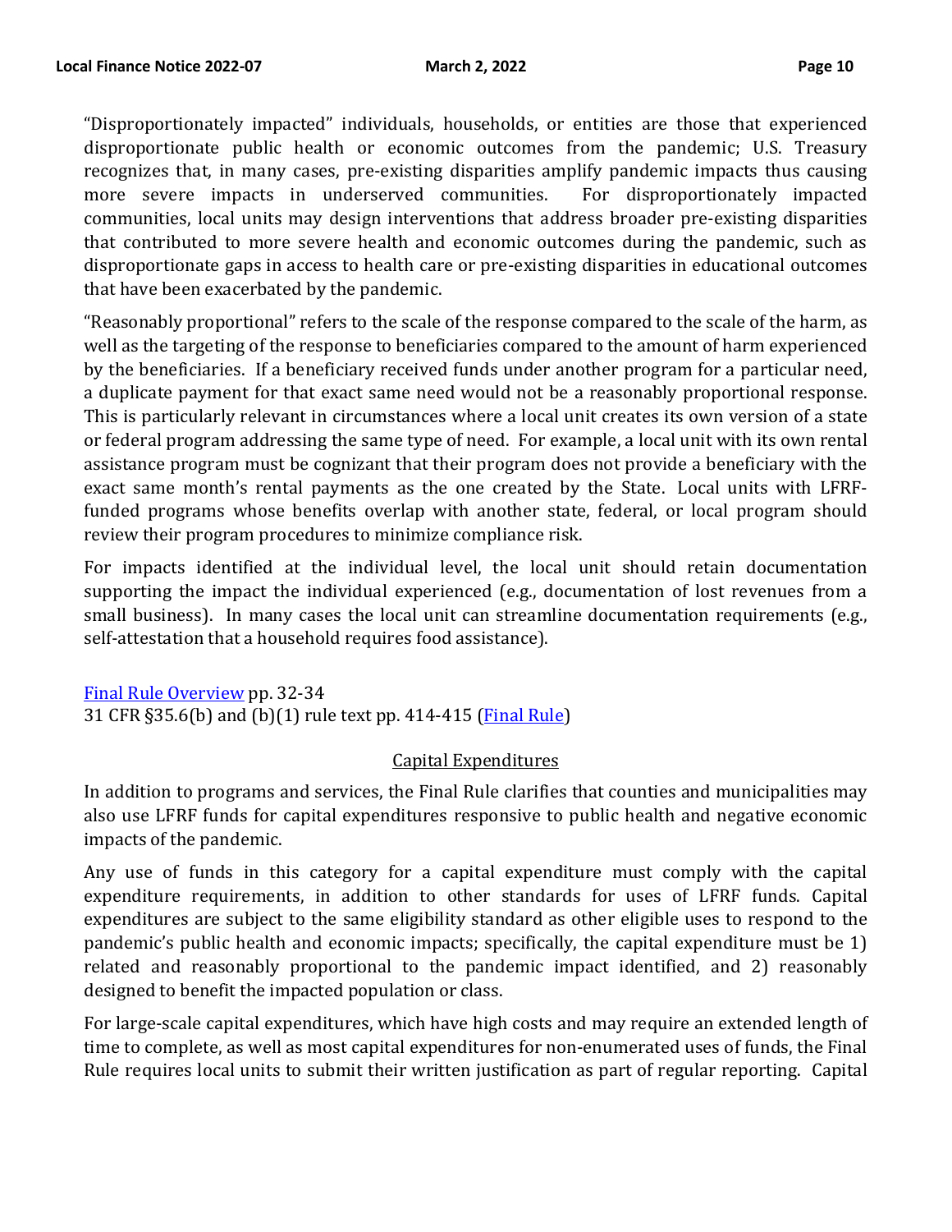"Disproportionately impacted" individuals, households, or entities are those that experienced disproportionate public health or economic outcomes from the pandemic; U.S. Treasury recognizes that, in many cases, pre-existing disparities amplify pandemic impacts thus causing more severe impacts in underserved communities. For disproportionately impacted communities, local units may design interventions that address broader pre-existing disparities that contributed to more severe health and economic outcomes during the pandemic, such as disproportionate gaps in access to health care or pre-existing disparities in educational outcomes that have been exacerbated by the pandemic.

"Reasonably proportional" refers to the scale of the response compared to the scale of the harm, as well as the targeting of the response to beneficiaries compared to the amount of harm experienced by the beneficiaries. If a beneficiary received funds under another program for a particular need, a duplicate payment for that exact same need would not be a reasonably proportional response. This is particularly relevant in circumstances where a local unit creates its own version of a state or federal program addressing the same type of need. For example, a local unit with its own rental assistance program must be cognizant that their program does not provide a beneficiary with the exact same month's rental payments as the one created by the State. Local units with LFRF-funded programs whose benefits overlap with another state, federal, or local program should review their program procedures to minimize compliance risk.

For impacts identified at the individual level, the local unit should retain documentation supporting the impact the individual experienced (e.g., documentation of lost revenues from a small business). In many cases the local unit can streamline documentation requirements (e.g., self-attestation that a household requires food assistance).

[Final Rule Overview](#) pp. 32-34
31 CFR §35.6(b) and (b)(1) rule text pp. 414-415 ([Final Rule](#))

## Capital Expenditures

In addition to programs and services, the Final Rule clarifies that counties and municipalities may also use LFRF funds for capital expenditures responsive to public health and negative economic impacts of the pandemic.

Any use of funds in this category for a capital expenditure must comply with the capital expenditure requirements, in addition to other standards for uses of LFRF funds. Capital expenditures are subject to the same eligibility standard as other eligible uses to respond to the pandemic's public health and economic impacts; specifically, the capital expenditure must be 1) related and reasonably proportional to the pandemic impact identified, and 2) reasonably designed to benefit the impacted population or class.

For large-scale capital expenditures, which have high costs and may require an extended length of time to complete, as well as most capital expenditures for non-enumerated uses of funds, the Final Rule requires local units to submit their written justification as part of regular reporting. Capital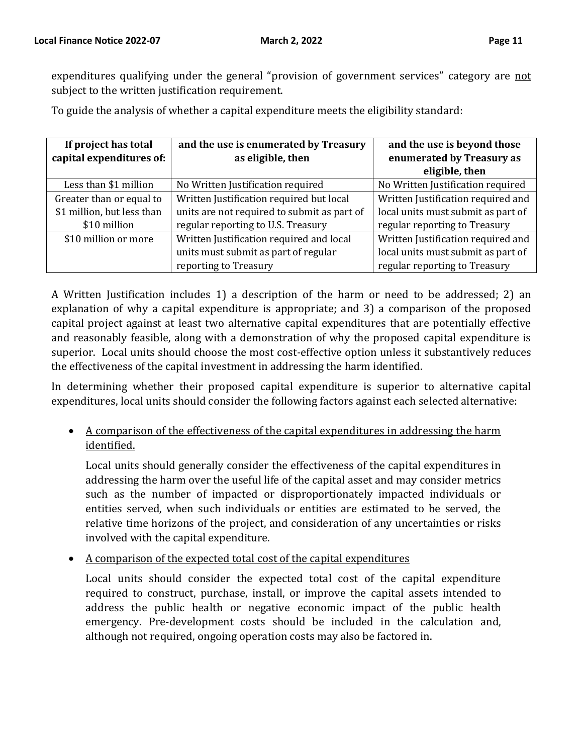expenditures qualifying under the general "provision of government services" category are <u>not</u> subject to the written justification requirement.

To guide the analysis of whether a capital expenditure meets the eligibility standard:

| If project has total capital expenditures of: | and the use is enumerated by Treasury as eligible, then | and the use is beyond those enumerated by Treasury as eligible, then |
|---|---|---|
| Less than $1 million | No Written Justification required | No Written Justification required |
| Greater than or equal to $1 million, but less than $10 million | Written Justification required but local units are not required to submit as part of regular reporting to U.S. Treasury | Written Justification required and local units must submit as part of regular reporting to Treasury |
| $10 million or more | Written Justification required and local units must submit as part of regular reporting to Treasury | Written Justification required and local units must submit as part of regular reporting to Treasury |

A Written Justification includes 1) a description of the harm or need to be addressed; 2) an explanation of why a capital expenditure is appropriate; and 3) a comparison of the proposed capital project against at least two alternative capital expenditures that are potentially effective and reasonably feasible, along with a demonstration of why the proposed capital expenditure is superior. Local units should choose the most cost-effective option unless it substantively reduces the effectiveness of the capital investment in addressing the harm identified.

In determining whether their proposed capital expenditure is superior to alternative capital expenditures, local units should consider the following factors against each selected alternative:

- <u>A comparison of the effectiveness of the capital expenditures in addressing the harm identified.</u>

  Local units should generally consider the effectiveness of the capital expenditures in addressing the harm over the useful life of the capital asset and may consider metrics such as the number of impacted or disproportionately impacted individuals or entities served, when such individuals or entities are estimated to be served, the relative time horizons of the project, and consideration of any uncertainties or risks involved with the capital expenditure.

- <u>A comparison of the expected total cost of the capital expenditures</u>

  Local units should consider the expected total cost of the capital expenditure required to construct, purchase, install, or improve the capital assets intended to address the public health or negative economic impact of the public health emergency. Pre-development costs should be included in the calculation and, although not required, ongoing operation costs may also be factored in.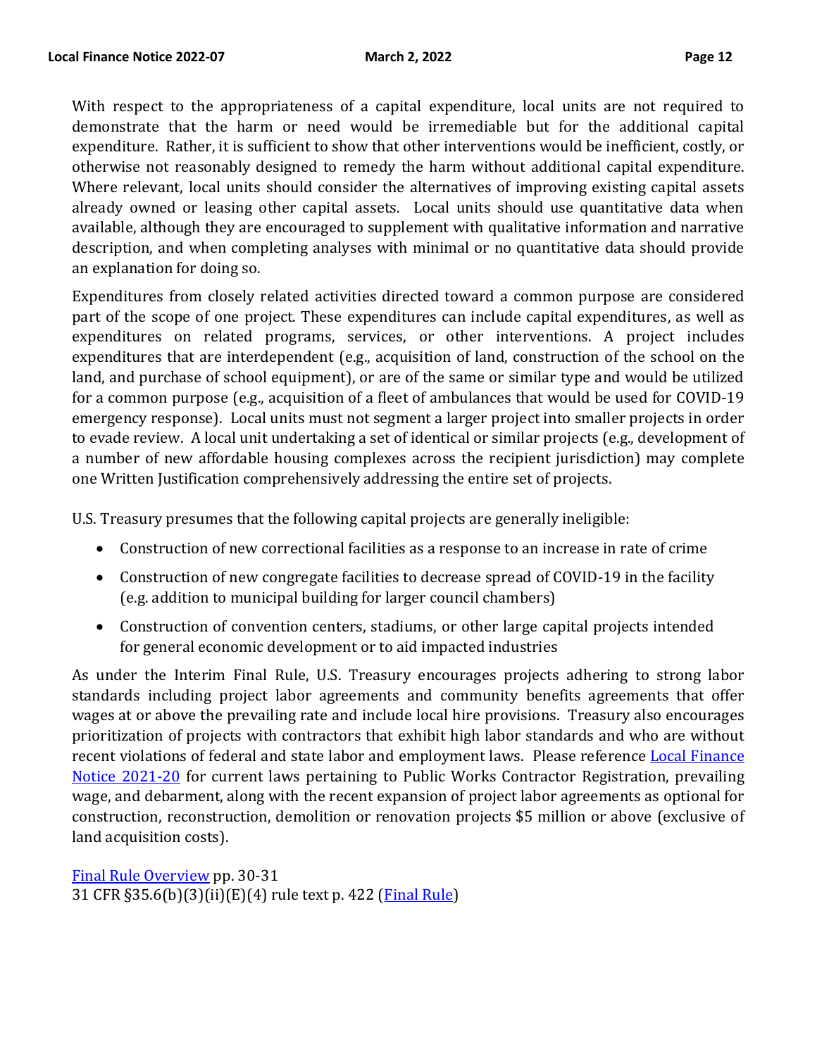With respect to the appropriateness of a capital expenditure, local units are not required to demonstrate that the harm or need would be irremediable but for the additional capital expenditure. Rather, it is sufficient to show that other interventions would be inefficient, costly, or otherwise not reasonably designed to remedy the harm without additional capital expenditure. Where relevant, local units should consider the alternatives of improving existing capital assets already owned or leasing other capital assets. Local units should use quantitative data when available, although they are encouraged to supplement with qualitative information and narrative description, and when completing analyses with minimal or no quantitative data should provide an explanation for doing so.

Expenditures from closely related activities directed toward a common purpose are considered part of the scope of one project. These expenditures can include capital expenditures, as well as expenditures on related programs, services, or other interventions. A project includes expenditures that are interdependent (e.g., acquisition of land, construction of the school on the land, and purchase of school equipment), or are of the same or similar type and would be utilized for a common purpose (e.g., acquisition of a fleet of ambulances that would be used for COVID-19 emergency response). Local units must not segment a larger project into smaller projects in order to evade review. A local unit undertaking a set of identical or similar projects (e.g., development of a number of new affordable housing complexes across the recipient jurisdiction) may complete one Written Justification comprehensively addressing the entire set of projects.

U.S. Treasury presumes that the following capital projects are generally ineligible:

- Construction of new correctional facilities as a response to an increase in rate of crime
- Construction of new congregate facilities to decrease spread of COVID-19 in the facility (e.g. addition to municipal building for larger council chambers)
- Construction of convention centers, stadiums, or other large capital projects intended for general economic development or to aid impacted industries

As under the Interim Final Rule, U.S. Treasury encourages projects adhering to strong labor standards including project labor agreements and community benefits agreements that offer wages at or above the prevailing rate and include local hire provisions. Treasury also encourages prioritization of projects with contractors that exhibit high labor standards and who are without recent violations of federal and state labor and employment laws. Please reference Local Finance Notice 2021-20 for current laws pertaining to Public Works Contractor Registration, prevailing wage, and debarment, along with the recent expansion of project labor agreements as optional for construction, reconstruction, demolition or renovation projects $5 million or above (exclusive of land acquisition costs).

Final Rule Overview pp. 30-31
31 CFR §35.6(b)(3)(ii)(E)(4) rule text p. 422 (Final Rule)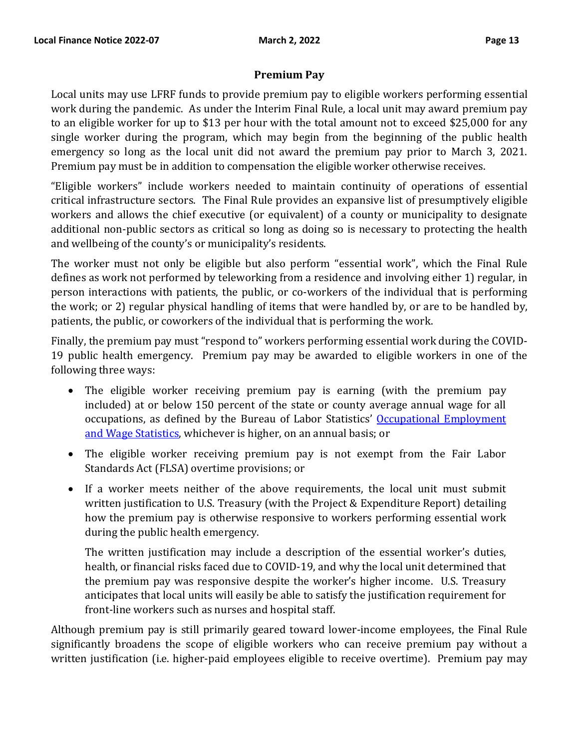## Premium Pay

Local units may use LFRF funds to provide premium pay to eligible workers performing essential work during the pandemic. As under the Interim Final Rule, a local unit may award premium pay to an eligible worker for up to $13 per hour with the total amount not to exceed $25,000 for any single worker during the program, which may begin from the beginning of the public health emergency so long as the local unit did not award the premium pay prior to March 3, 2021. Premium pay must be in addition to compensation the eligible worker otherwise receives.

"Eligible workers" include workers needed to maintain continuity of operations of essential critical infrastructure sectors. The Final Rule provides an expansive list of presumptively eligible workers and allows the chief executive (or equivalent) of a county or municipality to designate additional non-public sectors as critical so long as doing so is necessary to protecting the health and wellbeing of the county's or municipality's residents.

The worker must not only be eligible but also perform "essential work", which the Final Rule defines as work not performed by teleworking from a residence and involving either 1) regular, in person interactions with patients, the public, or co-workers of the individual that is performing the work; or 2) regular physical handling of items that were handled by, or are to be handled by, patients, the public, or coworkers of the individual that is performing the work.

Finally, the premium pay must "respond to" workers performing essential work during the COVID-19 public health emergency. Premium pay may be awarded to eligible workers in one of the following three ways:

- The eligible worker receiving premium pay is earning (with the premium pay included) at or below 150 percent of the state or county average annual wage for all occupations, as defined by the Bureau of Labor Statistics' Occupational Employment and Wage Statistics, whichever is higher, on an annual basis; or
- The eligible worker receiving premium pay is not exempt from the Fair Labor Standards Act (FLSA) overtime provisions; or
- If a worker meets neither of the above requirements, the local unit must submit written justification to U.S. Treasury (with the Project & Expenditure Report) detailing how the premium pay is otherwise responsive to workers performing essential work during the public health emergency.

  The written justification may include a description of the essential worker's duties, health, or financial risks faced due to COVID-19, and why the local unit determined that the premium pay was responsive despite the worker's higher income. U.S. Treasury anticipates that local units will easily be able to satisfy the justification requirement for front-line workers such as nurses and hospital staff.

Although premium pay is still primarily geared toward lower-income employees, the Final Rule significantly broadens the scope of eligible workers who can receive premium pay without a written justification (i.e. higher-paid employees eligible to receive overtime). Premium pay may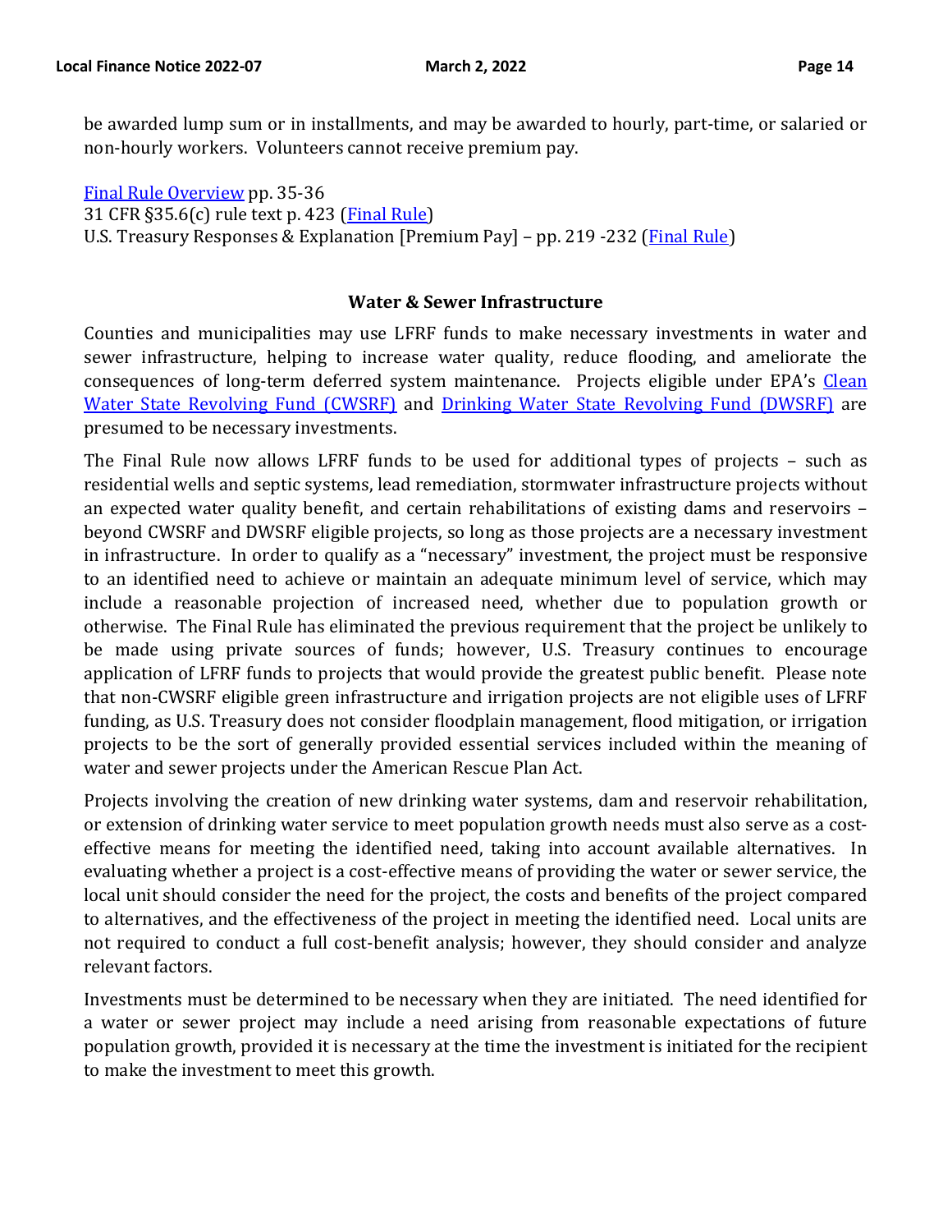be awarded lump sum or in installments, and may be awarded to hourly, part-time, or salaried or non-hourly workers. Volunteers cannot receive premium pay.

[Final Rule Overview](#) pp. 35-36
31 CFR §35.6(c) rule text p. 423 ([Final Rule](#))
U.S. Treasury Responses & Explanation [Premium Pay] – pp. 219 -232 ([Final Rule](#))

### Water & Sewer Infrastructure

Counties and municipalities may use LFRF funds to make necessary investments in water and sewer infrastructure, helping to increase water quality, reduce flooding, and ameliorate the consequences of long-term deferred system maintenance. Projects eligible under EPA's [Clean Water State Revolving Fund (CWSRF)](#) and [Drinking Water State Revolving Fund (DWSRF)](#) are presumed to be necessary investments.

The Final Rule now allows LFRF funds to be used for additional types of projects – such as residential wells and septic systems, lead remediation, stormwater infrastructure projects without an expected water quality benefit, and certain rehabilitations of existing dams and reservoirs – beyond CWSRF and DWSRF eligible projects, so long as those projects are a necessary investment in infrastructure. In order to qualify as a "necessary" investment, the project must be responsive to an identified need to achieve or maintain an adequate minimum level of service, which may include a reasonable projection of increased need, whether due to population growth or otherwise. The Final Rule has eliminated the previous requirement that the project be unlikely to be made using private sources of funds; however, U.S. Treasury continues to encourage application of LFRF funds to projects that would provide the greatest public benefit. Please note that non-CWSRF eligible green infrastructure and irrigation projects are not eligible uses of LFRF funding, as U.S. Treasury does not consider floodplain management, flood mitigation, or irrigation projects to be the sort of generally provided essential services included within the meaning of water and sewer projects under the American Rescue Plan Act.

Projects involving the creation of new drinking water systems, dam and reservoir rehabilitation, or extension of drinking water service to meet population growth needs must also serve as a cost-effective means for meeting the identified need, taking into account available alternatives. In evaluating whether a project is a cost-effective means of providing the water or sewer service, the local unit should consider the need for the project, the costs and benefits of the project compared to alternatives, and the effectiveness of the project in meeting the identified need. Local units are not required to conduct a full cost-benefit analysis; however, they should consider and analyze relevant factors.

Investments must be determined to be necessary when they are initiated. The need identified for a water or sewer project may include a need arising from reasonable expectations of future population growth, provided it is necessary at the time the investment is initiated for the recipient to make the investment to meet this growth.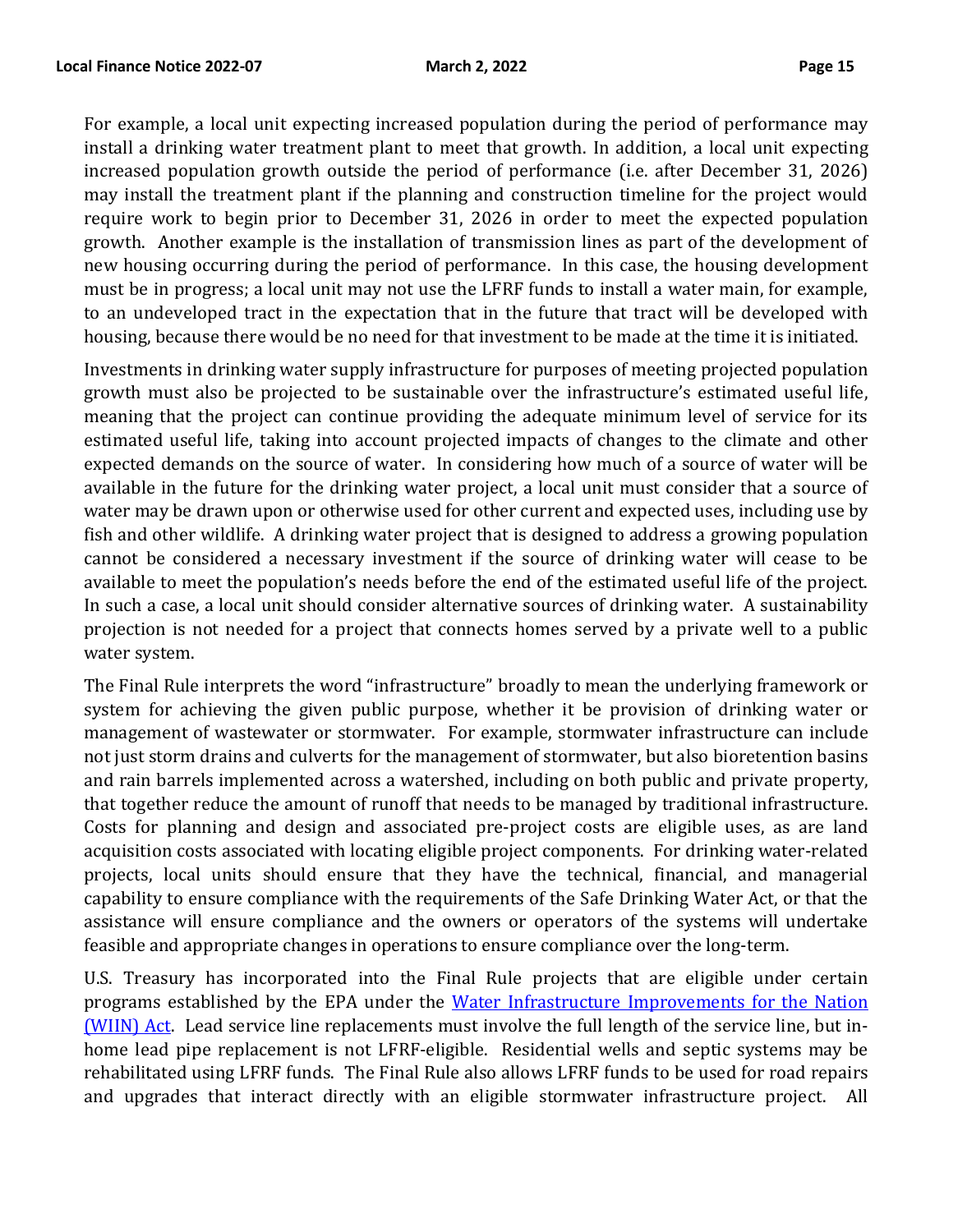For example, a local unit expecting increased population during the period of performance may install a drinking water treatment plant to meet that growth. In addition, a local unit expecting increased population growth outside the period of performance (i.e. after December 31, 2026) may install the treatment plant if the planning and construction timeline for the project would require work to begin prior to December 31, 2026 in order to meet the expected population growth. Another example is the installation of transmission lines as part of the development of new housing occurring during the period of performance. In this case, the housing development must be in progress; a local unit may not use the LFRF funds to install a water main, for example, to an undeveloped tract in the expectation that in the future that tract will be developed with housing, because there would be no need for that investment to be made at the time it is initiated.

Investments in drinking water supply infrastructure for purposes of meeting projected population growth must also be projected to be sustainable over the infrastructure's estimated useful life, meaning that the project can continue providing the adequate minimum level of service for its estimated useful life, taking into account projected impacts of changes to the climate and other expected demands on the source of water. In considering how much of a source of water will be available in the future for the drinking water project, a local unit must consider that a source of water may be drawn upon or otherwise used for other current and expected uses, including use by fish and other wildlife. A drinking water project that is designed to address a growing population cannot be considered a necessary investment if the source of drinking water will cease to be available to meet the population's needs before the end of the estimated useful life of the project. In such a case, a local unit should consider alternative sources of drinking water. A sustainability projection is not needed for a project that connects homes served by a private well to a public water system.

The Final Rule interprets the word "infrastructure" broadly to mean the underlying framework or system for achieving the given public purpose, whether it be provision of drinking water or management of wastewater or stormwater. For example, stormwater infrastructure can include not just storm drains and culverts for the management of stormwater, but also bioretention basins and rain barrels implemented across a watershed, including on both public and private property, that together reduce the amount of runoff that needs to be managed by traditional infrastructure. Costs for planning and design and associated pre-project costs are eligible uses, as are land acquisition costs associated with locating eligible project components. For drinking water-related projects, local units should ensure that they have the technical, financial, and managerial capability to ensure compliance with the requirements of the Safe Drinking Water Act, or that the assistance will ensure compliance and the owners or operators of the systems will undertake feasible and appropriate changes in operations to ensure compliance over the long-term.

U.S. Treasury has incorporated into the Final Rule projects that are eligible under certain programs established by the EPA under the [Water Infrastructure Improvements for the Nation (WIIN) Act](). Lead service line replacements must involve the full length of the service line, but in-home lead pipe replacement is not LFRF-eligible. Residential wells and septic systems may be rehabilitated using LFRF funds. The Final Rule also allows LFRF funds to be used for road repairs and upgrades that interact directly with an eligible stormwater infrastructure project. All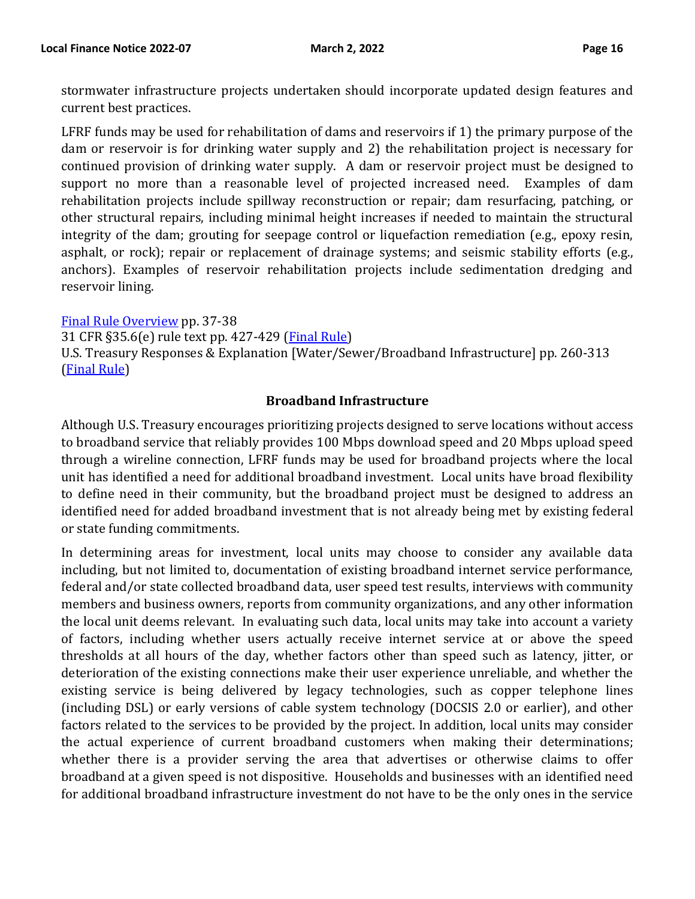stormwater infrastructure projects undertaken should incorporate updated design features and current best practices.

LFRF funds may be used for rehabilitation of dams and reservoirs if 1) the primary purpose of the dam or reservoir is for drinking water supply and 2) the rehabilitation project is necessary for continued provision of drinking water supply. A dam or reservoir project must be designed to support no more than a reasonable level of projected increased need. Examples of dam rehabilitation projects include spillway reconstruction or repair; dam resurfacing, patching, or other structural repairs, including minimal height increases if needed to maintain the structural integrity of the dam; grouting for seepage control or liquefaction remediation (e.g., epoxy resin, asphalt, or rock); repair or replacement of drainage systems; and seismic stability efforts (e.g., anchors). Examples of reservoir rehabilitation projects include sedimentation dredging and reservoir lining.

Final Rule Overview pp. 37-38
31 CFR §35.6(e) rule text pp. 427-429 (Final Rule)
U.S. Treasury Responses & Explanation [Water/Sewer/Broadband Infrastructure] pp. 260-313 (Final Rule)

### Broadband Infrastructure

Although U.S. Treasury encourages prioritizing projects designed to serve locations without access to broadband service that reliably provides 100 Mbps download speed and 20 Mbps upload speed through a wireline connection, LFRF funds may be used for broadband projects where the local unit has identified a need for additional broadband investment. Local units have broad flexibility to define need in their community, but the broadband project must be designed to address an identified need for added broadband investment that is not already being met by existing federal or state funding commitments.

In determining areas for investment, local units may choose to consider any available data including, but not limited to, documentation of existing broadband internet service performance, federal and/or state collected broadband data, user speed test results, interviews with community members and business owners, reports from community organizations, and any other information the local unit deems relevant. In evaluating such data, local units may take into account a variety of factors, including whether users actually receive internet service at or above the speed thresholds at all hours of the day, whether factors other than speed such as latency, jitter, or deterioration of the existing connections make their user experience unreliable, and whether the existing service is being delivered by legacy technologies, such as copper telephone lines (including DSL) or early versions of cable system technology (DOCSIS 2.0 or earlier), and other factors related to the services to be provided by the project. In addition, local units may consider the actual experience of current broadband customers when making their determinations; whether there is a provider serving the area that advertises or otherwise claims to offer broadband at a given speed is not dispositive. Households and businesses with an identified need for additional broadband infrastructure investment do not have to be the only ones in the service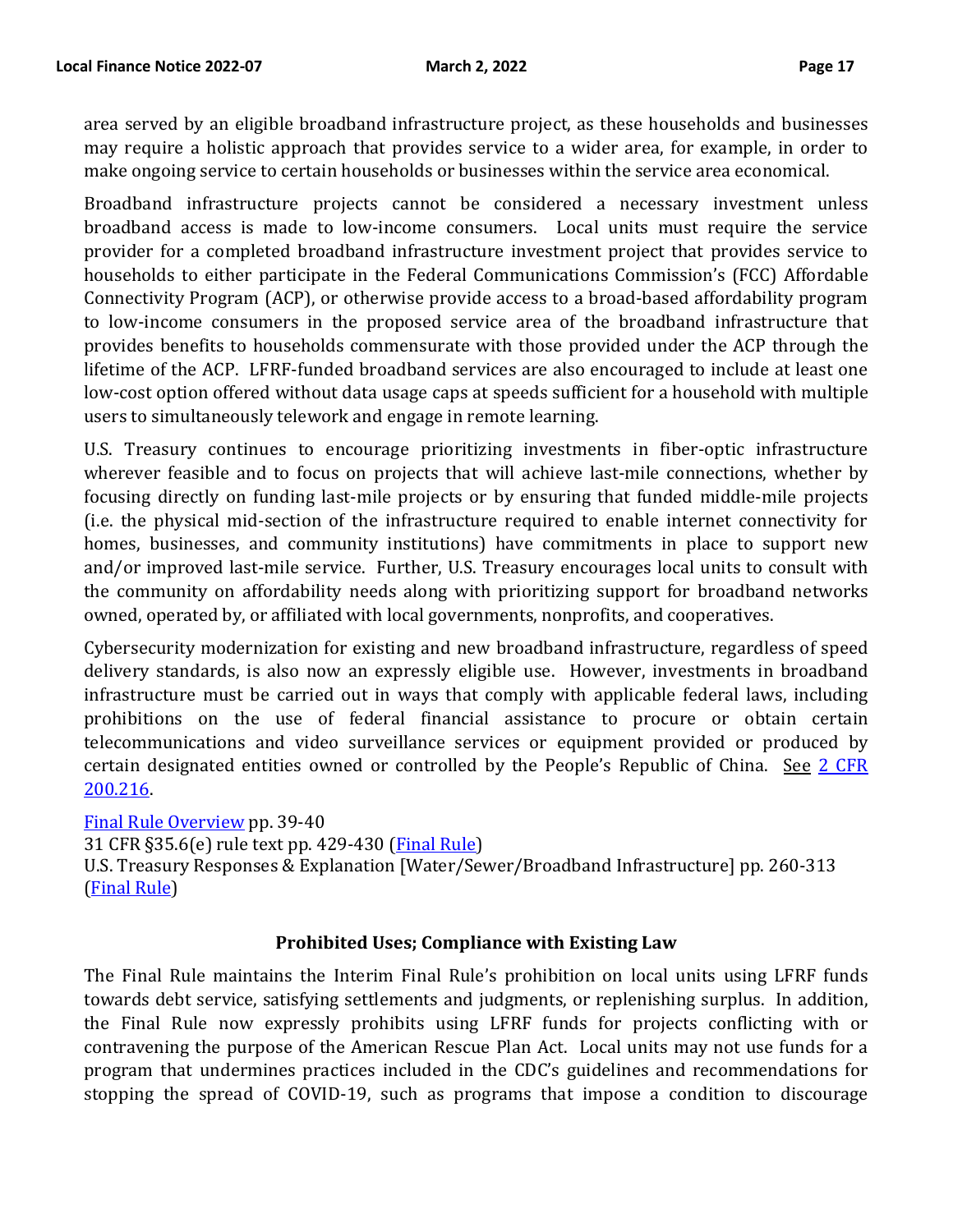area served by an eligible broadband infrastructure project, as these households and businesses may require a holistic approach that provides service to a wider area, for example, in order to make ongoing service to certain households or businesses within the service area economical.

Broadband infrastructure projects cannot be considered a necessary investment unless broadband access is made to low-income consumers. Local units must require the service provider for a completed broadband infrastructure investment project that provides service to households to either participate in the Federal Communications Commission's (FCC) Affordable Connectivity Program (ACP), or otherwise provide access to a broad-based affordability program to low-income consumers in the proposed service area of the broadband infrastructure that provides benefits to households commensurate with those provided under the ACP through the lifetime of the ACP. LFRF-funded broadband services are also encouraged to include at least one low-cost option offered without data usage caps at speeds sufficient for a household with multiple users to simultaneously telework and engage in remote learning.

U.S. Treasury continues to encourage prioritizing investments in fiber-optic infrastructure wherever feasible and to focus on projects that will achieve last-mile connections, whether by focusing directly on funding last-mile projects or by ensuring that funded middle-mile projects (i.e. the physical mid-section of the infrastructure required to enable internet connectivity for homes, businesses, and community institutions) have commitments in place to support new and/or improved last-mile service. Further, U.S. Treasury encourages local units to consult with the community on affordability needs along with prioritizing support for broadband networks owned, operated by, or affiliated with local governments, nonprofits, and cooperatives.

Cybersecurity modernization for existing and new broadband infrastructure, regardless of speed delivery standards, is also now an expressly eligible use. However, investments in broadband infrastructure must be carried out in ways that comply with applicable federal laws, including prohibitions on the use of federal financial assistance to procure or obtain certain telecommunications and video surveillance services or equipment provided or produced by certain designated entities owned or controlled by the People's Republic of China. See 2 CFR 200.216.

Final Rule Overview pp. 39-40
31 CFR §35.6(e) rule text pp. 429-430 (Final Rule)
U.S. Treasury Responses & Explanation [Water/Sewer/Broadband Infrastructure] pp. 260-313 (Final Rule)

### Prohibited Uses; Compliance with Existing Law

The Final Rule maintains the Interim Final Rule's prohibition on local units using LFRF funds towards debt service, satisfying settlements and judgments, or replenishing surplus. In addition, the Final Rule now expressly prohibits using LFRF funds for projects conflicting with or contravening the purpose of the American Rescue Plan Act. Local units may not use funds for a program that undermines practices included in the CDC's guidelines and recommendations for stopping the spread of COVID-19, such as programs that impose a condition to discourage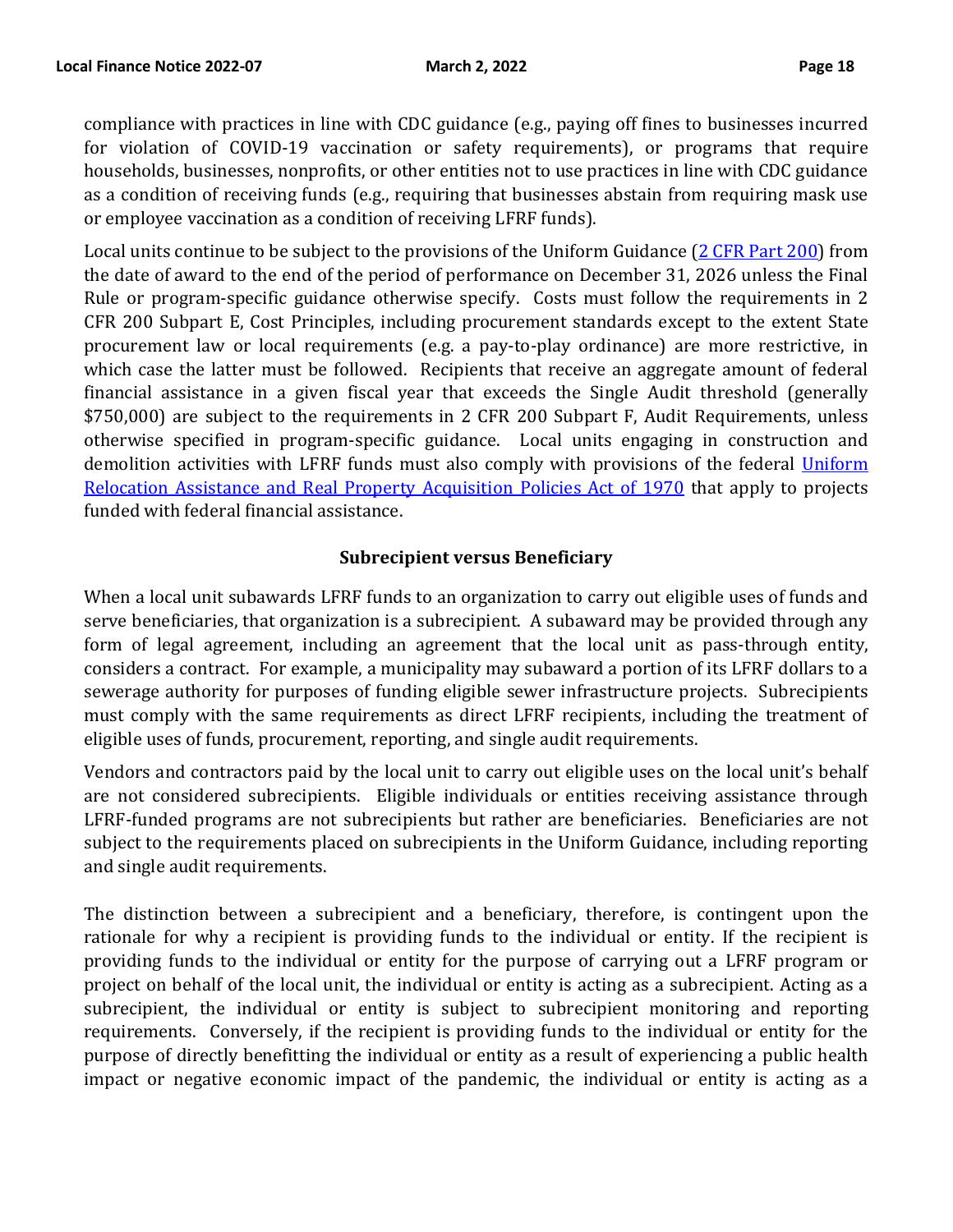compliance with practices in line with CDC guidance (e.g., paying off fines to businesses incurred for violation of COVID-19 vaccination or safety requirements), or programs that require households, businesses, nonprofits, or other entities not to use practices in line with CDC guidance as a condition of receiving funds (e.g., requiring that businesses abstain from requiring mask use or employee vaccination as a condition of receiving LFRF funds).

Local units continue to be subject to the provisions of the Uniform Guidance ([2 CFR Part 200](2 CFR Part 200)) from the date of award to the end of the period of performance on December 31, 2026 unless the Final Rule or program-specific guidance otherwise specify. Costs must follow the requirements in 2 CFR 200 Subpart E, Cost Principles, including procurement standards except to the extent State procurement law or local requirements (e.g. a pay-to-play ordinance) are more restrictive, in which case the latter must be followed. Recipients that receive an aggregate amount of federal financial assistance in a given fiscal year that exceeds the Single Audit threshold (generally $750,000) are subject to the requirements in 2 CFR 200 Subpart F, Audit Requirements, unless otherwise specified in program-specific guidance. Local units engaging in construction and demolition activities with LFRF funds must also comply with provisions of the federal Uniform Relocation Assistance and Real Property Acquisition Policies Act of 1970 that apply to projects funded with federal financial assistance.

### Subrecipient versus Beneficiary

When a local unit subawards LFRF funds to an organization to carry out eligible uses of funds and serve beneficiaries, that organization is a subrecipient. A subaward may be provided through any form of legal agreement, including an agreement that the local unit as pass-through entity, considers a contract. For example, a municipality may subaward a portion of its LFRF dollars to a sewerage authority for purposes of funding eligible sewer infrastructure projects. Subrecipients must comply with the same requirements as direct LFRF recipients, including the treatment of eligible uses of funds, procurement, reporting, and single audit requirements.

Vendors and contractors paid by the local unit to carry out eligible uses on the local unit's behalf are not considered subrecipients. Eligible individuals or entities receiving assistance through LFRF-funded programs are not subrecipients but rather are beneficiaries. Beneficiaries are not subject to the requirements placed on subrecipients in the Uniform Guidance, including reporting and single audit requirements.

The distinction between a subrecipient and a beneficiary, therefore, is contingent upon the rationale for why a recipient is providing funds to the individual or entity. If the recipient is providing funds to the individual or entity for the purpose of carrying out a LFRF program or project on behalf of the local unit, the individual or entity is acting as a subrecipient. Acting as a subrecipient, the individual or entity is subject to subrecipient monitoring and reporting requirements. Conversely, if the recipient is providing funds to the individual or entity for the purpose of directly benefitting the individual or entity as a result of experiencing a public health impact or negative economic impact of the pandemic, the individual or entity is acting as a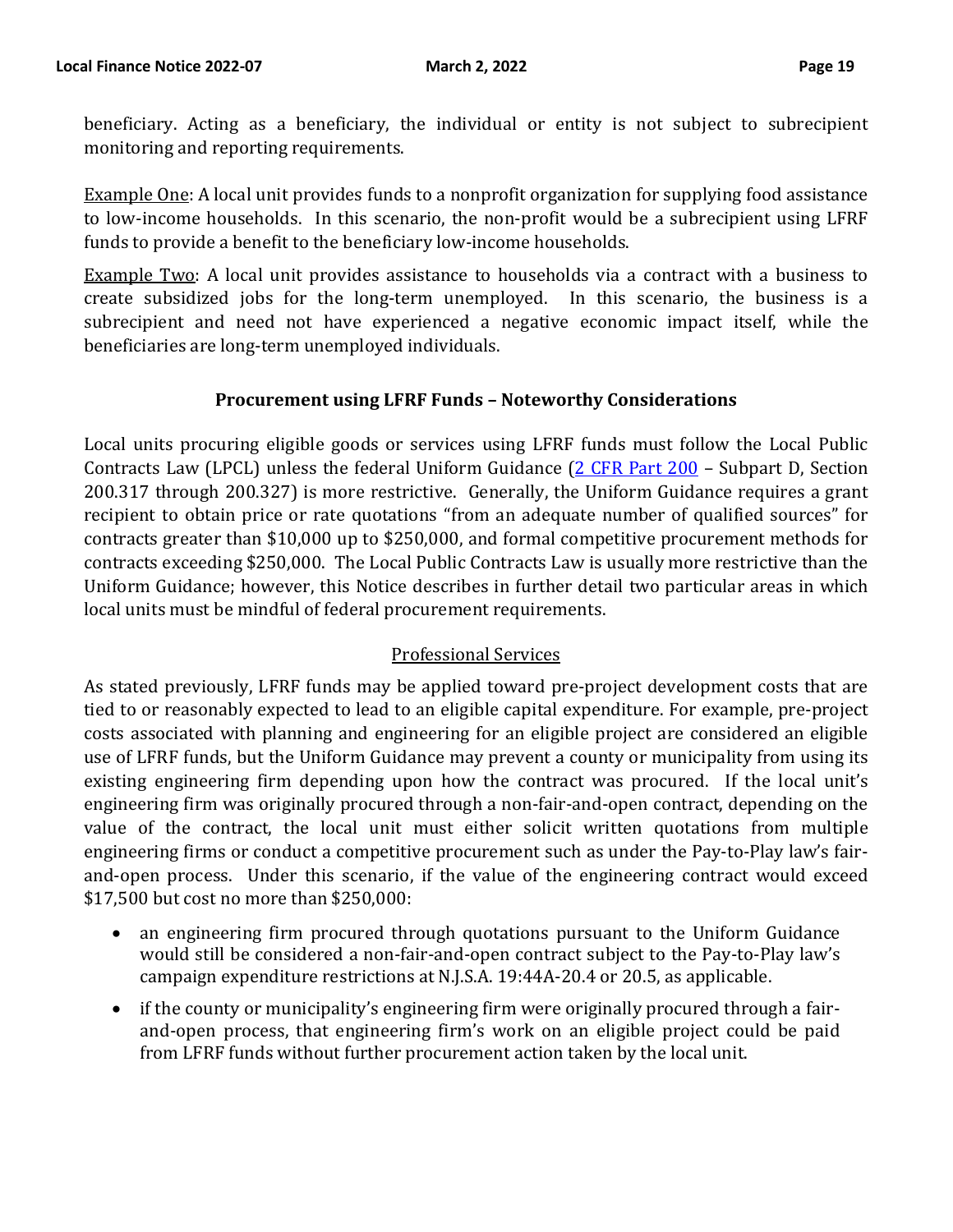beneficiary. Acting as a beneficiary, the individual or entity is not subject to subrecipient monitoring and reporting requirements.

Example One: A local unit provides funds to a nonprofit organization for supplying food assistance to low-income households. In this scenario, the non-profit would be a subrecipient using LFRF funds to provide a benefit to the beneficiary low-income households.

Example Two: A local unit provides assistance to households via a contract with a business to create subsidized jobs for the long-term unemployed. In this scenario, the business is a subrecipient and need not have experienced a negative economic impact itself, while the beneficiaries are long-term unemployed individuals.

## Procurement using LFRF Funds – Noteworthy Considerations

Local units procuring eligible goods or services using LFRF funds must follow the Local Public Contracts Law (LPCL) unless the federal Uniform Guidance (2 CFR Part 200 – Subpart D, Section 200.317 through 200.327) is more restrictive. Generally, the Uniform Guidance requires a grant recipient to obtain price or rate quotations "from an adequate number of qualified sources" for contracts greater than $10,000 up to $250,000, and formal competitive procurement methods for contracts exceeding $250,000. The Local Public Contracts Law is usually more restrictive than the Uniform Guidance; however, this Notice describes in further detail two particular areas in which local units must be mindful of federal procurement requirements.

### Professional Services

As stated previously, LFRF funds may be applied toward pre-project development costs that are tied to or reasonably expected to lead to an eligible capital expenditure. For example, pre-project costs associated with planning and engineering for an eligible project are considered an eligible use of LFRF funds, but the Uniform Guidance may prevent a county or municipality from using its existing engineering firm depending upon how the contract was procured. If the local unit's engineering firm was originally procured through a non-fair-and-open contract, depending on the value of the contract, the local unit must either solicit written quotations from multiple engineering firms or conduct a competitive procurement such as under the Pay-to-Play law's fair-and-open process. Under this scenario, if the value of the engineering contract would exceed $17,500 but cost no more than $250,000:

- an engineering firm procured through quotations pursuant to the Uniform Guidance would still be considered a non-fair-and-open contract subject to the Pay-to-Play law's campaign expenditure restrictions at N.J.S.A. 19:44A-20.4 or 20.5, as applicable.
- if the county or municipality's engineering firm were originally procured through a fair-and-open process, that engineering firm's work on an eligible project could be paid from LFRF funds without further procurement action taken by the local unit.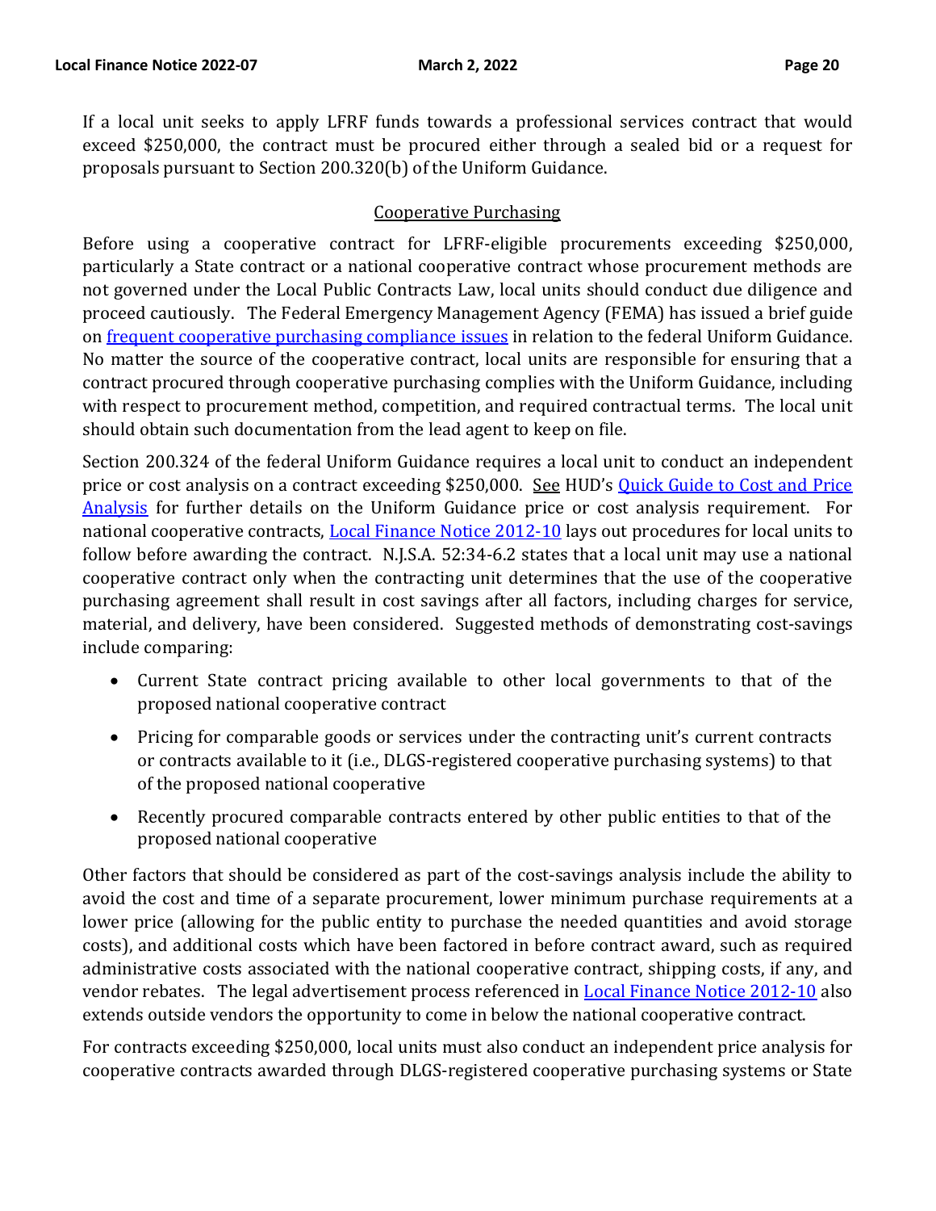If a local unit seeks to apply LFRF funds towards a professional services contract that would exceed $250,000, the contract must be procured either through a sealed bid or a request for proposals pursuant to Section 200.320(b) of the Uniform Guidance.

## Cooperative Purchasing

Before using a cooperative contract for LFRF-eligible procurements exceeding $250,000, particularly a State contract or a national cooperative contract whose procurement methods are not governed under the Local Public Contracts Law, local units should conduct due diligence and proceed cautiously. The Federal Emergency Management Agency (FEMA) has issued a brief guide on [frequent cooperative purchasing compliance issues] in relation to the federal Uniform Guidance. No matter the source of the cooperative contract, local units are responsible for ensuring that a contract procured through cooperative purchasing complies with the Uniform Guidance, including with respect to procurement method, competition, and required contractual terms. The local unit should obtain such documentation from the lead agent to keep on file.

Section 200.324 of the federal Uniform Guidance requires a local unit to conduct an independent price or cost analysis on a contract exceeding $250,000. See HUD's [Quick Guide to Cost and Price Analysis] for further details on the Uniform Guidance price or cost analysis requirement. For national cooperative contracts, [Local Finance Notice 2012-10] lays out procedures for local units to follow before awarding the contract. N.J.S.A. 52:34-6.2 states that a local unit may use a national cooperative contract only when the contracting unit determines that the use of the cooperative purchasing agreement shall result in cost savings after all factors, including charges for service, material, and delivery, have been considered. Suggested methods of demonstrating cost-savings include comparing:

- Current State contract pricing available to other local governments to that of the proposed national cooperative contract
- Pricing for comparable goods or services under the contracting unit's current contracts or contracts available to it (i.e., DLGS-registered cooperative purchasing systems) to that of the proposed national cooperative
- Recently procured comparable contracts entered by other public entities to that of the proposed national cooperative

Other factors that should be considered as part of the cost-savings analysis include the ability to avoid the cost and time of a separate procurement, lower minimum purchase requirements at a lower price (allowing for the public entity to purchase the needed quantities and avoid storage costs), and additional costs which have been factored in before contract award, such as required administrative costs associated with the national cooperative contract, shipping costs, if any, and vendor rebates. The legal advertisement process referenced in [Local Finance Notice 2012-10] also extends outside vendors the opportunity to come in below the national cooperative contract.

For contracts exceeding $250,000, local units must also conduct an independent price analysis for cooperative contracts awarded through DLGS-registered cooperative purchasing systems or State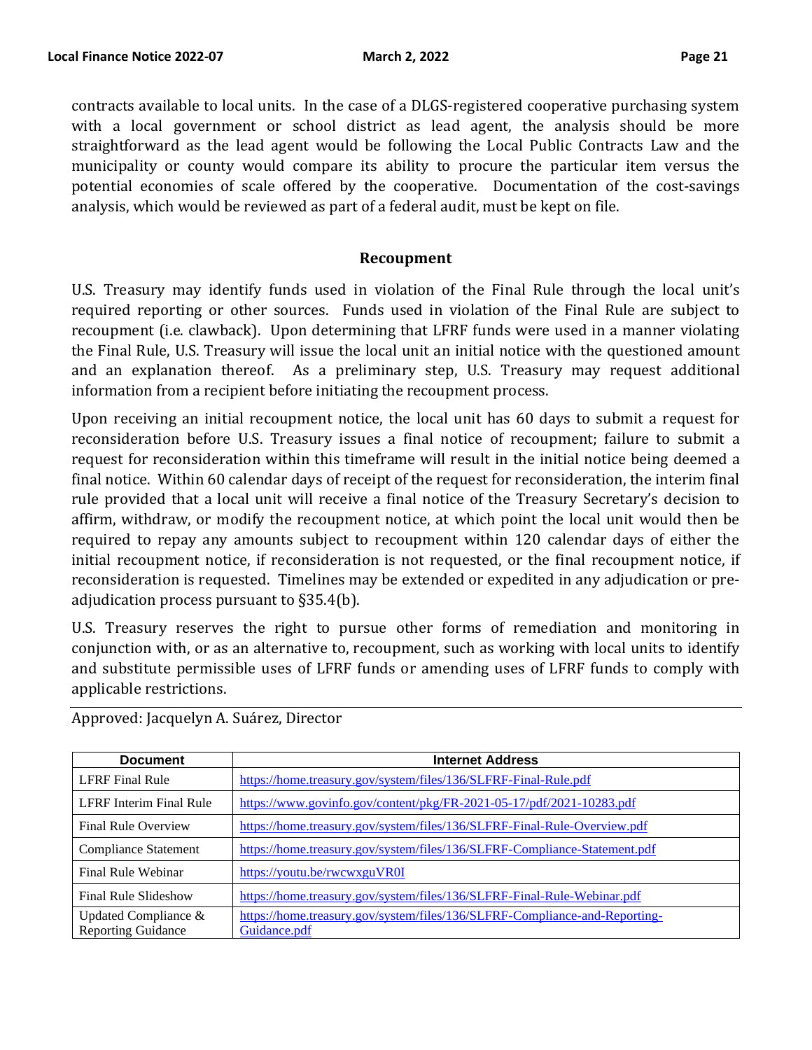contracts available to local units. In the case of a DLGS-registered cooperative purchasing system with a local government or school district as lead agent, the analysis should be more straightforward as the lead agent would be following the Local Public Contracts Law and the municipality or county would compare its ability to procure the particular item versus the potential economies of scale offered by the cooperative. Documentation of the cost-savings analysis, which would be reviewed as part of a federal audit, must be kept on file.

## Recoupment

U.S. Treasury may identify funds used in violation of the Final Rule through the local unit's required reporting or other sources. Funds used in violation of the Final Rule are subject to recoupment (i.e. clawback). Upon determining that LFRF funds were used in a manner violating the Final Rule, U.S. Treasury will issue the local unit an initial notice with the questioned amount and an explanation thereof. As a preliminary step, U.S. Treasury may request additional information from a recipient before initiating the recoupment process.

Upon receiving an initial recoupment notice, the local unit has 60 days to submit a request for reconsideration before U.S. Treasury issues a final notice of recoupment; failure to submit a request for reconsideration within this timeframe will result in the initial notice being deemed a final notice. Within 60 calendar days of receipt of the request for reconsideration, the interim final rule provided that a local unit will receive a final notice of the Treasury Secretary's decision to affirm, withdraw, or modify the recoupment notice, at which point the local unit would then be required to repay any amounts subject to recoupment within 120 calendar days of either the initial recoupment notice, if reconsideration is not requested, or the final recoupment notice, if reconsideration is requested. Timelines may be extended or expedited in any adjudication or pre-adjudication process pursuant to §35.4(b).

U.S. Treasury reserves the right to pursue other forms of remediation and monitoring in conjunction with, or as an alternative to, recoupment, such as working with local units to identify and substitute permissible uses of LFRF funds or amending uses of LFRF funds to comply with applicable restrictions.

---

Approved: Jacquelyn A. Suárez, Director

| Document | Internet Address |
|---|---|
| LFRF Final Rule | https://home.treasury.gov/system/files/136/SLFRF-Final-Rule.pdf |
| LFRF Interim Final Rule | https://www.govinfo.gov/content/pkg/FR-2021-05-17/pdf/2021-10283.pdf |
| Final Rule Overview | https://home.treasury.gov/system/files/136/SLFRF-Final-Rule-Overview.pdf |
| Compliance Statement | https://home.treasury.gov/system/files/136/SLFRF-Compliance-Statement.pdf |
| Final Rule Webinar | https://youtu.be/rwcwxguVR0I |
| Final Rule Slideshow | https://home.treasury.gov/system/files/136/SLFRF-Final-Rule-Webinar.pdf |
| Updated Compliance & Reporting Guidance | https://home.treasury.gov/system/files/136/SLFRF-Compliance-and-Reporting-Guidance.pdf |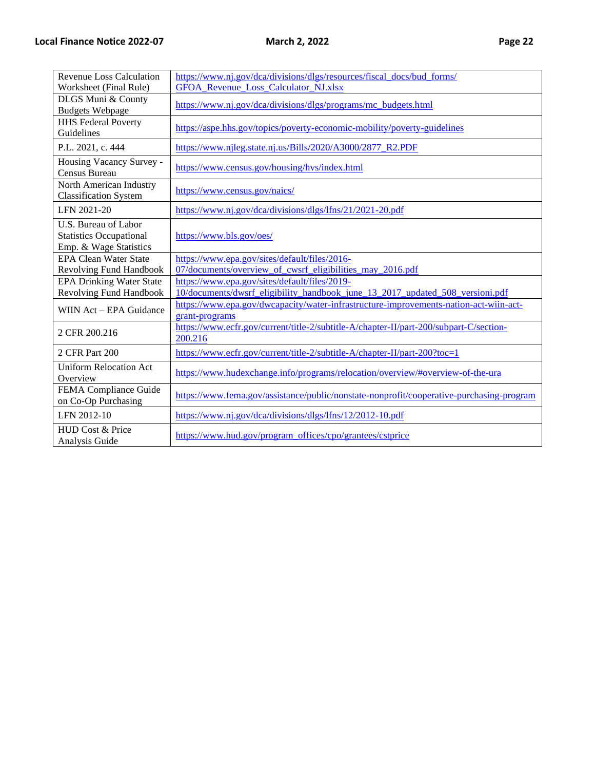| | |
|---|---|
| Revenue Loss Calculation Worksheet (Final Rule) | https://www.nj.gov/dca/divisions/dlgs/resources/fiscal_docs/bud_forms/GFOA_Revenue_Loss_Calculator_NJ.xlsx |
| DLGS Muni & County Budgets Webpage | https://www.nj.gov/dca/divisions/dlgs/programs/mc_budgets.html |
| HHS Federal Poverty Guidelines | https://aspe.hhs.gov/topics/poverty-economic-mobility/poverty-guidelines |
| P.L. 2021, c. 444 | https://www.njleg.state.nj.us/Bills/2020/A3000/2877_R2.PDF |
| Housing Vacancy Survey - Census Bureau | https://www.census.gov/housing/hvs/index.html |
| North American Industry Classification System | https://www.census.gov/naics/ |
| LFN 2021-20 | https://www.nj.gov/dca/divisions/dlgs/lfns/21/2021-20.pdf |
| U.S. Bureau of Labor Statistics Occupational Emp. & Wage Statistics | https://www.bls.gov/oes/ |
| EPA Clean Water State Revolving Fund Handbook | https://www.epa.gov/sites/default/files/2016-07/documents/overview_of_cwsrf_eligibilities_may_2016.pdf |
| EPA Drinking Water State Revolving Fund Handbook | https://www.epa.gov/sites/default/files/2019-10/documents/dwsrf_eligibility_handbook_june_13_2017_updated_508_versioni.pdf |
| WIIN Act – EPA Guidance | https://www.epa.gov/dwcapacity/water-infrastructure-improvements-nation-act-wiin-act-grant-programs |
| 2 CFR 200.216 | https://www.ecfr.gov/current/title-2/subtitle-A/chapter-II/part-200/subpart-C/section-200.216 |
| 2 CFR Part 200 | https://www.ecfr.gov/current/title-2/subtitle-A/chapter-II/part-200?toc=1 |
| Uniform Relocation Act Overview | https://www.hudexchange.info/programs/relocation/overview/#overview-of-the-ura |
| FEMA Compliance Guide on Co-Op Purchasing | https://www.fema.gov/assistance/public/nonstate-nonprofit/cooperative-purchasing-program |
| LFN 2012-10 | https://www.nj.gov/dca/divisions/dlgs/lfns/12/2012-10.pdf |
| HUD Cost & Price Analysis Guide | https://www.hud.gov/program_offices/cpo/grantees/cstprice |